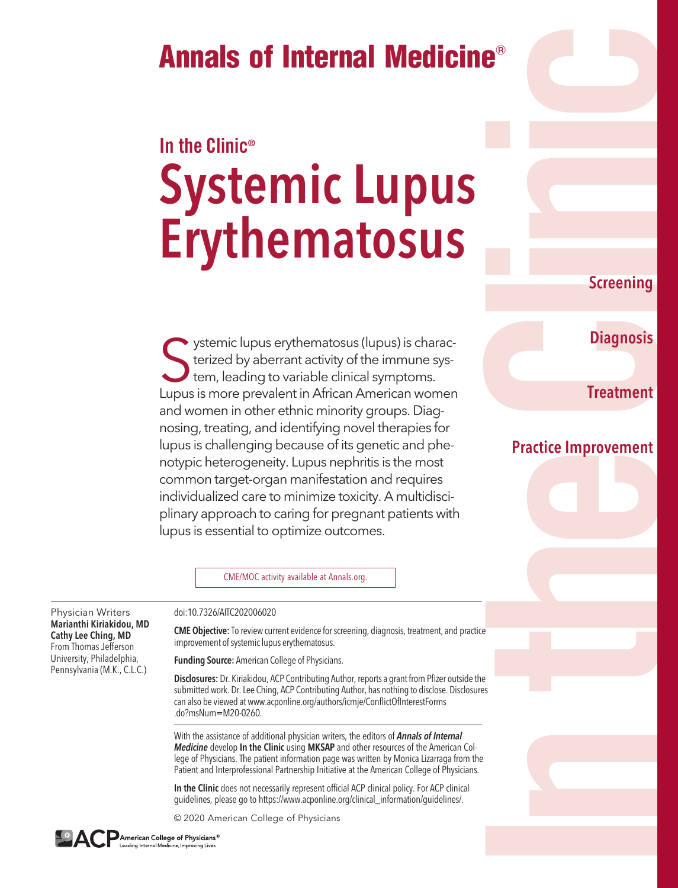# Annals of Internal Medicine®

## In the Clinic®

# Systemic Lupus Erythematosus

Screening

Diagnosis

Treatment

Practice Improvement

Systemic lupus erythematosus (lupus) is characterized by aberrant activity of the immune system, leading to variable clinical symptoms. Lupus is more prevalent in African American women and women in other ethnic minority groups. Diagnosing, treating, and identifying novel therapies for lupus is challenging because of its genetic and phenotypic heterogeneity. Lupus nephritis is the most common target-organ manifestation and requires individualized care to minimize toxicity. A multidisciplinary approach to caring for pregnant patients with lupus is essential to optimize outcomes.

CME/MOC activity available at Annals.org.

Physician Writers
**Marianthi Kiriakidou, MD**
**Cathy Lee Ching, MD**
From Thomas Jefferson University, Philadelphia, Pennsylvania (M.K., C.L.C.)

doi:10.7326/AITC202006020

**CME Objective:** To review current evidence for screening, diagnosis, treatment, and practice improvement of systemic lupus erythematosus.

**Funding Source:** American College of Physicians.

**Disclosures:** Dr. Kiriakidou, ACP Contributing Author, reports a grant from Pfizer outside the submitted work. Dr. Lee Ching, ACP Contributing Author, has nothing to disclose. Disclosures can also be viewed at www.acponline.org/authors/icmje/ConflictOfInterestForms.do?msNum=M20-0260.

With the assistance of additional physician writers, the editors of ***Annals of Internal Medicine*** develop **In the Clinic** using **MKSAP** and other resources of the American College of Physicians. The patient information page was written by Monica Lizarraga from the Patient and Interprofessional Partnership Initiative at the American College of Physicians.

**In the Clinic** does not necessarily represent official ACP clinical policy. For ACP clinical guidelines, please go to https://www.acponline.org/clinical_information/guidelines/.

© 2020 American College of Physicians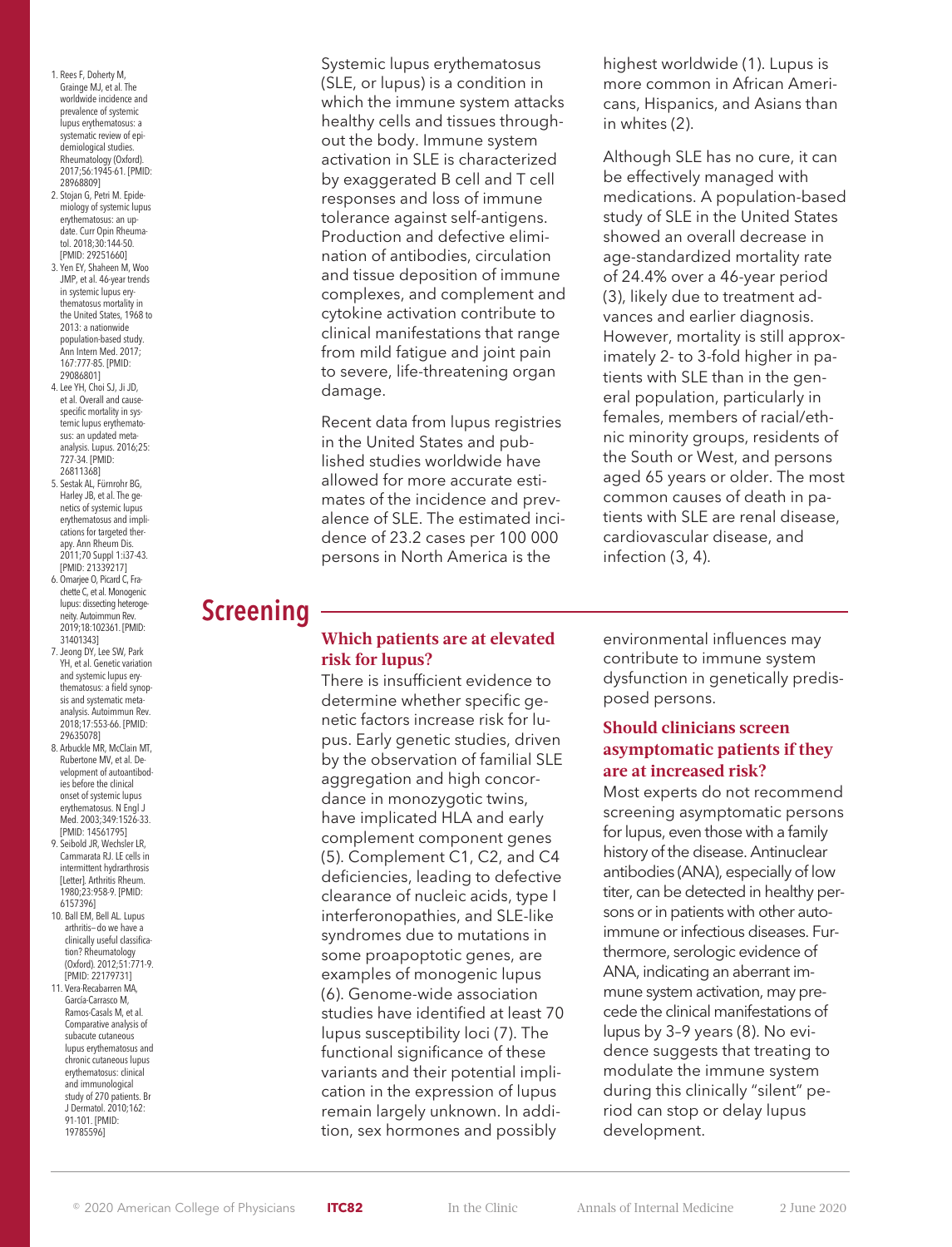Systemic lupus erythematosus (SLE, or lupus) is a condition in which the immune system attacks healthy cells and tissues throughout the body. Immune system activation in SLE is characterized by exaggerated B cell and T cell responses and loss of immune tolerance against self-antigens. Production and defective elimination of antibodies, circulation and tissue deposition of immune complexes, and complement and cytokine activation contribute to clinical manifestations that range from mild fatigue and joint pain to severe, life-threatening organ damage.

Recent data from lupus registries in the United States and published studies worldwide have allowed for more accurate estimates of the incidence and prevalence of SLE. The estimated incidence of 23.2 cases per 100 000 persons in North America is the highest worldwide (1). Lupus is more common in African Americans, Hispanics, and Asians than in whites (2).

Although SLE has no cure, it can be effectively managed with medications. A population-based study of SLE in the United States showed an overall decrease in age-standardized mortality rate of 24.4% over a 46-year period (3), likely due to treatment advances and earlier diagnosis. However, mortality is still approximately 2- to 3-fold higher in patients with SLE than in the general population, particularly in females, members of racial/ethnic minority groups, residents of the South or West, and persons aged 65 years or older. The most common causes of death in patients with SLE are renal disease, cardiovascular disease, and infection (3, 4).

# Screening

### Which patients are at elevated risk for lupus?

There is insufficient evidence to determine whether specific genetic factors increase risk for lupus. Early genetic studies, driven by the observation of familial SLE aggregation and high concordance in monozygotic twins, have implicated HLA and early complement component genes (5). Complement C1, C2, and C4 deficiencies, leading to defective clearance of nucleic acids, type I interferonopathies, and SLE-like syndromes due to mutations in some proapoptotic genes, are examples of monogenic lupus (6). Genome-wide association studies have identified at least 70 lupus susceptibility loci (7). The functional significance of these variants and their potential implication in the expression of lupus remain largely unknown. In addition, sex hormones and possibly environmental influences may contribute to immune system dysfunction in genetically predisposed persons.

### Should clinicians screen asymptomatic patients if they are at increased risk?

Most experts do not recommend screening asymptomatic persons for lupus, even those with a family history of the disease. Antinuclear antibodies (ANA), especially of low titer, can be detected in healthy persons or in patients with other autoimmune or infectious diseases. Furthermore, serologic evidence of ANA, indicating an aberrant immune system activation, may precede the clinical manifestations of lupus by 3–9 years (8). No evidence suggests that treating to modulate the immune system during this clinically "silent" period can stop or delay lupus development.

1. Rees F, Doherty M, Grainge MJ, et al. The worldwide incidence and prevalence of systemic lupus erythematosus: a systematic review of epidemiological studies. Rheumatology (Oxford). 2017;56:1945-61. [PMID: 28968809]
2. Stojan G, Petri M. Epidemiology of systemic lupus erythematosus: an update. Curr Opin Rheumatol. 2018;30:144-50. [PMID: 29251660]
3. Yen EY, Shaheen M, Woo JMP, et al. 46-year trends in systemic lupus erythematosus mortality in the United States, 1968 to 2013: a nationwide population-based study. Ann Intern Med. 2017; 167:777-85. [PMID: 29086801]
4. Lee YH, Choi SJ, Ji JD, et al. Overall and cause-specific mortality in systemic lupus erythematosus: an updated meta-analysis. Lupus. 2016;25: 727-34. [PMID: 26811368]
5. Sestak AL, Fürnrohr BG, Harley JB, et al. The genetics of systemic lupus erythematosus and implications for targeted therapy. Ann Rheum Dis. 2011;70 Suppl 1:i37-43. [PMID: 21339217]
6. Omarjee O, Picard C, Frachette C, et al. Monogenic lupus: dissecting heterogeneity. Autoimmun Rev. 2019;18:102361. [PMID: 31401343]
7. Jeong DY, Lee SW, Park YH, et al. Genetic variation and systemic lupus erythematosus: a field synopsis and systematic meta-analysis. Autoimmun Rev. 2018;17:553-66. [PMID: 29635078]
8. Arbuckle MR, McClain MT, Rubertone MV, et al. Development of autoantibodies before the clinical onset of systemic lupus erythematosus. N Engl J Med. 2003;349:1526-33. [PMID: 14561795]
9. Seibold JR, Wechsler LR, Cammarata RJ. LE cells in intermittent hydrarthrosis [Letter]. Arthritis Rheum. 1980;23:958-9. [PMID: 6157396]
10. Ball EM, Bell AL. Lupus arthritis—do we have a clinically useful classification? Rheumatology (Oxford). 2012;51:771-9. [PMID: 22179731]
11. Vera-Recabarren MA, García-Carrasco M, Ramos-Casals M, et al. Comparative analysis of subacute cutaneous lupus erythematosus and chronic cutaneous lupus erythematosus: clinical and immunological study of 270 patients. Br J Dermatol. 2010;162: 91-101. [PMID: 19785596]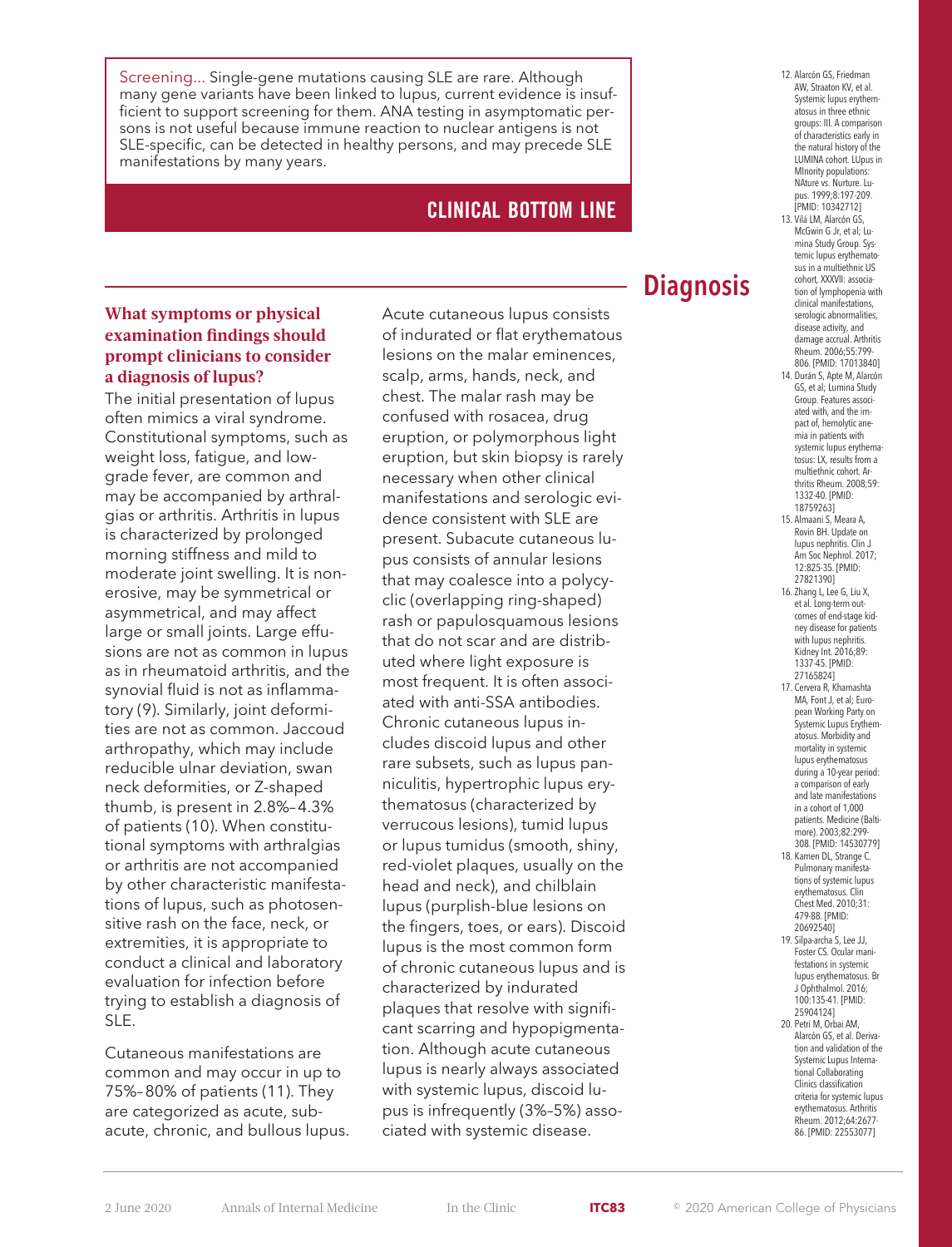Screening... Single-gene mutations causing SLE are rare. Although many gene variants have been linked to lupus, current evidence is insufficient to support screening for them. ANA testing in asymptomatic persons is not useful because immune reaction to nuclear antigens is not SLE-specific, can be detected in healthy persons, and may precede SLE manifestations by many years.

**CLINICAL BOTTOM LINE**

# Diagnosis

### What symptoms or physical examination findings should prompt clinicians to consider a diagnosis of lupus?

The initial presentation of lupus often mimics a viral syndrome. Constitutional symptoms, such as weight loss, fatigue, and low-grade fever, are common and may be accompanied by arthralgias or arthritis. Arthritis in lupus is characterized by prolonged morning stiffness and mild to moderate joint swelling. It is nonerosive, may be symmetrical or asymmetrical, and may affect large or small joints. Large effusions are not as common in lupus as in rheumatoid arthritis, and the synovial fluid is not as inflammatory (9). Similarly, joint deformities are not as common. Jaccoud arthropathy, which may include reducible ulnar deviation, swan neck deformities, or Z-shaped thumb, is present in 2.8%–4.3% of patients (10). When constitutional symptoms with arthralgias or arthritis are not accompanied by other characteristic manifestations of lupus, such as photosensitive rash on the face, neck, or extremities, it is appropriate to conduct a clinical and laboratory evaluation for infection before trying to establish a diagnosis of SLE.

Cutaneous manifestations are common and may occur in up to 75%–80% of patients (11). They are categorized as acute, subacute, chronic, and bullous lupus. Acute cutaneous lupus consists of indurated or flat erythematous lesions on the malar eminences, scalp, arms, hands, neck, and chest. The malar rash may be confused with rosacea, drug eruption, or polymorphous light eruption, but skin biopsy is rarely necessary when other clinical manifestations and serologic evidence consistent with SLE are present. Subacute cutaneous lupus consists of annular lesions that may coalesce into a polycyclic (overlapping ring-shaped) rash or papulosquamous lesions that do not scar and are distributed where light exposure is most frequent. It is often associated with anti-SSA antibodies. Chronic cutaneous lupus includes discoid lupus and other rare subsets, such as lupus panniculitis, hypertrophic lupus erythematosus (characterized by verrucous lesions), tumid lupus or lupus tumidus (smooth, shiny, red-violet plaques, usually on the head and neck), and chilblain lupus (purplish-blue lesions on the fingers, toes, or ears). Discoid lupus is the most common form of chronic cutaneous lupus and is characterized by indurated plaques that resolve with significant scarring and hypopigmentation. Although acute cutaneous lupus is nearly always associated with systemic lupus, discoid lupus is infrequently (3%–5%) associated with systemic disease.

12. Alarcón GS, Friedman AW, Straaton KV, et al. Systemic lupus erythematosus in three ethnic groups: III. A comparison of characteristics early in the natural history of the LUMINA cohort. LUpus in MInority populations: NAture vs. Nurture. Lupus. 1999;8:197-209. [PMID: 10342712]
13. Vilá LM, Alarcón GS, McGwin G Jr, et al; Lumina Study Group. Systemic lupus erythematosus in a multiethnic US cohort, XXXVII: association of lymphopenia with clinical manifestations, serologic abnormalities, disease activity, and damage accrual. Arthritis Rheum. 2006;55:799-806. [PMID: 17013840]
14. Durán S, Apte M, Alarcón GS, et al; Lumina Study Group. Features associated with, and the impact of, hemolytic anemia in patients with systemic lupus erythematosus: LX, results from a multiethnic cohort. Arthritis Rheum. 2008;59:1332-40. [PMID: 18759263]
15. Almaani S, Meara A, Rovin BH. Update on lupus nephritis. Clin J Am Soc Nephrol. 2017;12:825-35. [PMID: 27821390]
16. Zhang L, Lee G, Liu X, et al. Long-term outcomes of end-stage kidney disease for patients with lupus nephritis. Kidney Int. 2016;89:1337-45. [PMID: 27165824]
17. Cervera R, Khamashta MA, Font J, et al; European Working Party on Systemic Lupus Erythematosus. Morbidity and mortality in systemic lupus erythematosus during a 10-year period: a comparison of early and late manifestations in a cohort of 1,000 patients. Medicine (Baltimore). 2003;82:299-308. [PMID: 14530779]
18. Kamen DL, Strange C. Pulmonary manifestations of systemic lupus erythematosus. Clin Chest Med. 2010;31:479-88. [PMID: 20692540]
19. Silpa-archa S, Lee JJ, Foster CS. Ocular manifestations in systemic lupus erythematosus. Br J Ophthalmol. 2016;100:135-41. [PMID: 25904124]
20. Petri M, Orbai AM, Alarcón GS, et al. Derivation and validation of the Systemic Lupus International Collaborating Clinics classification criteria for systemic lupus erythematosus. Arthritis Rheum. 2012;64:2677-86. [PMID: 22553077]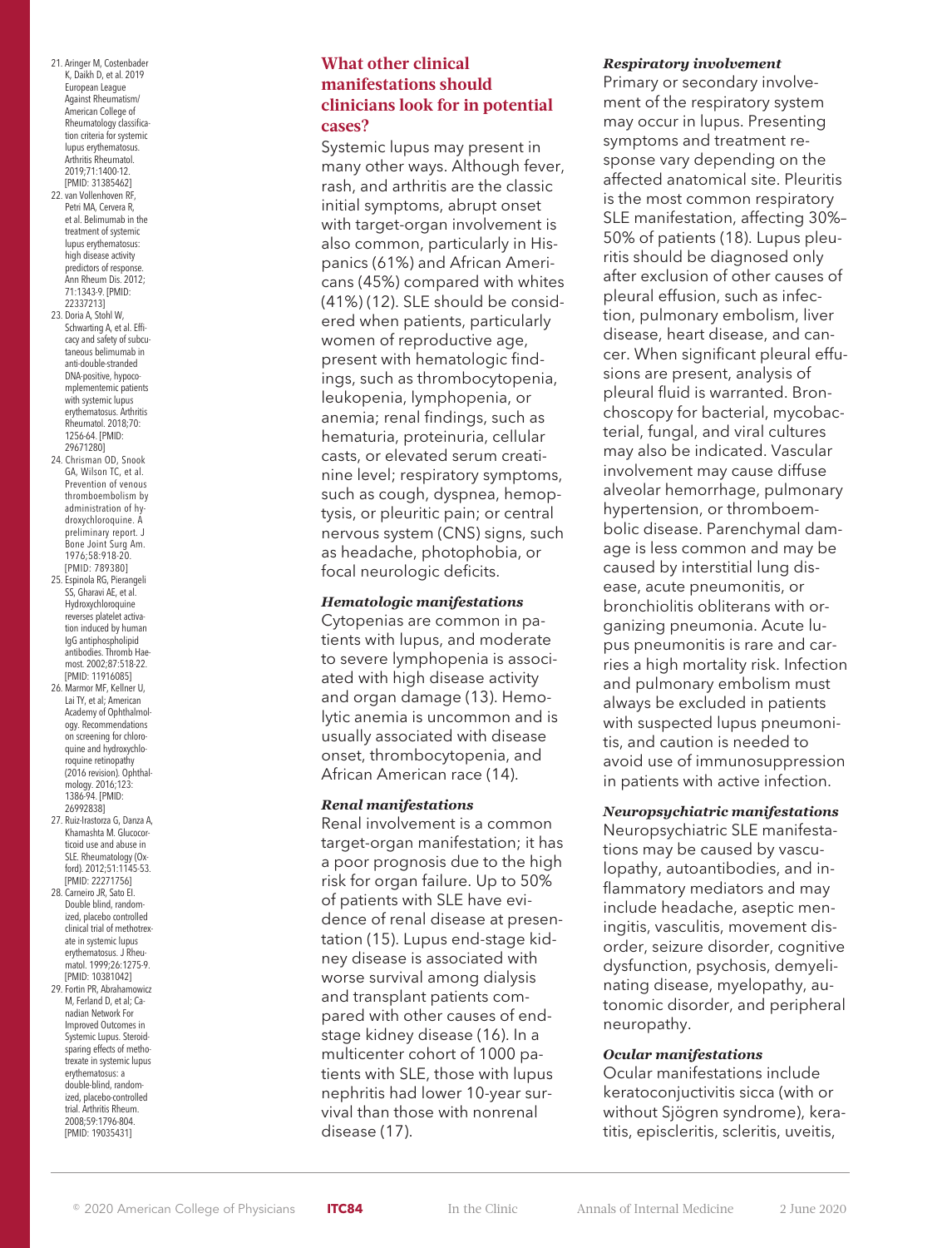## What other clinical manifestations should clinicians look for in potential cases?

Systemic lupus may present in many other ways. Although fever, rash, and arthritis are the classic initial symptoms, abrupt onset with target-organ involvement is also common, particularly in Hispanics (61%) and African Americans (45%) compared with whites (41%) (12). SLE should be considered when patients, particularly women of reproductive age, present with hematologic findings, such as thrombocytopenia, leukopenia, lymphopenia, or anemia; renal findings, such as hematuria, proteinuria, cellular casts, or elevated serum creatinine level; respiratory symptoms, such as cough, dyspnea, hemoptysis, or pleuritic pain; or central nervous system (CNS) signs, such as headache, photophobia, or focal neurologic deficits.

### *Hematologic manifestations*

Cytopenias are common in patients with lupus, and moderate to severe lymphopenia is associated with high disease activity and organ damage (13). Hemolytic anemia is uncommon and is usually associated with disease onset, thrombocytopenia, and African American race (14).

### *Renal manifestations*

Renal involvement is a common target-organ manifestation; it has a poor prognosis due to the high risk for organ failure. Up to 50% of patients with SLE have evidence of renal disease at presentation (15). Lupus end-stage kidney disease is associated with worse survival among dialysis and transplant patients compared with other causes of end-stage kidney disease (16). In a multicenter cohort of 1000 patients with SLE, those with lupus nephritis had lower 10-year survival than those with nonrenal disease (17).

### *Respiratory involvement*

Primary or secondary involvement of the respiratory system may occur in lupus. Presenting symptoms and treatment response vary depending on the affected anatomical site. Pleuritis is the most common respiratory SLE manifestation, affecting 30%–50% of patients (18). Lupus pleuritis should be diagnosed only after exclusion of other causes of pleural effusion, such as infection, pulmonary embolism, liver disease, heart disease, and cancer. When significant pleural effusions are present, analysis of pleural fluid is warranted. Bronchoscopy for bacterial, mycobacterial, fungal, and viral cultures may also be indicated. Vascular involvement may cause diffuse alveolar hemorrhage, pulmonary hypertension, or thromboembolic disease. Parenchymal damage is less common and may be caused by interstitial lung disease, acute pneumonitis, or bronchiolitis obliterans with organizing pneumonia. Acute lupus pneumonitis is rare and carries a high mortality risk. Infection and pulmonary embolism must always be excluded in patients with suspected lupus pneumonitis, and caution is needed to avoid use of immunosuppression in patients with active infection.

### *Neuropsychiatric manifestations*

Neuropsychiatric SLE manifestations may be caused by vasculopathy, autoantibodies, and inflammatory mediators and may include headache, aseptic meningitis, vasculitis, movement disorder, seizure disorder, cognitive dysfunction, psychosis, demyelinating disease, myelopathy, autonomic disorder, and peripheral neuropathy.

### *Ocular manifestations*

Ocular manifestations include keratoconjuctivitis sicca (with or without Sjögren syndrome), keratitis, episcleritis, scleritis, uveitis,

---

21. Aringer M, Costenbader K, Daikh D, et al. 2019 European League Against Rheumatism/American College of Rheumatology classification criteria for systemic lupus erythematosus. Arthritis Rheumatol. 2019;71:1400-12. [PMID: 31385462]
22. van Vollenhoven RF, Petri MA, Cervera R, et al. Belimumab in the treatment of systemic lupus erythematosus: high disease activity predictors of response. Ann Rheum Dis. 2012;71:1343-9. [PMID: 22337213]
23. Doria A, Stohl W, Schwarting A, et al. Efficacy and safety of subcutaneous belimumab in anti-double-stranded DNA-positive, hypocomplementemic patients with systemic lupus erythematosus. Arthritis Rheumatol. 2018;70:1256-64. [PMID: 29671280]
24. Chrisman OD, Snook GA, Wilson TC, et al. Prevention of venous thromboembolism by administration of hydroxychloroquine. A preliminary report. J Bone Joint Surg Am. 1976;58:918-20. [PMID: 789380]
25. Espinola RG, Pierangeli SS, Gharavi AE, et al. Hydroxychloroquine reverses platelet activation induced by human IgG antiphospholipid antibodies. Thromb Haemost. 2002;87:518-22. [PMID: 11916085]
26. Marmor MF, Kellner U, Lai TY, et al; American Academy of Ophthalmology. Recommendations on screening for chloroquine and hydroxychloroquine retinopathy (2016 revision). Ophthalmology. 2016;123:1386-94. [PMID: 26992838]
27. Ruiz-Irastorza G, Danza A, Khamashta M. Glucocorticoid use and abuse in SLE. Rheumatology (Oxford). 2012;51:1145-53. [PMID: 22271756]
28. Carneiro JR, Sato EI. Double blind, randomized, placebo controlled clinical trial of methotrexate in systemic lupus erythematosus. J Rheumatol. 1999;26:1275-9. [PMID: 10381042]
29. Fortin PR, Abrahamowicz M, Ferland D, et al; Canadian Network For Improved Outcomes in Systemic Lupus. Steroid-sparing effects of methotrexate in systemic lupus erythematosus: a double-blind, randomized, placebo-controlled trial. Arthritis Rheum. 2008;59:1796-804. [PMID: 19035431]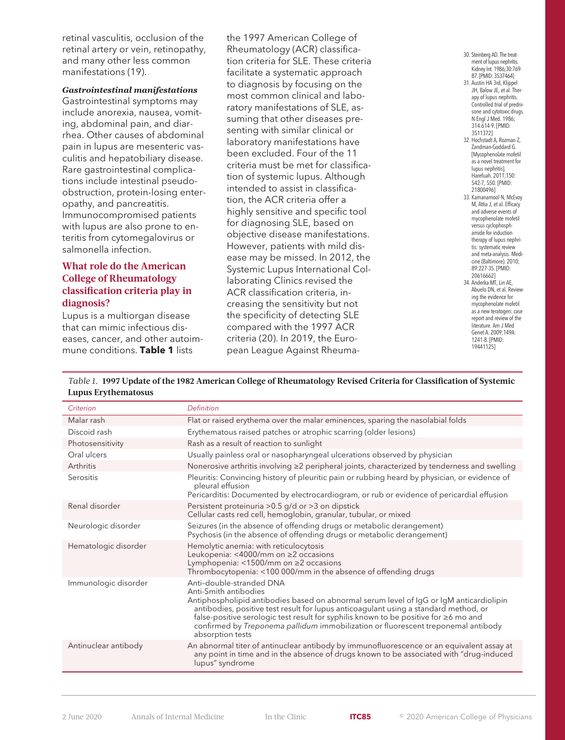retinal vasculitis, occlusion of the retinal artery or vein, retinopathy, and many other less common manifestations (19).

***Gastrointestinal manifestations***

Gastrointestinal symptoms may include anorexia, nausea, vomiting, abdominal pain, and diarrhea. Other causes of abdominal pain in lupus are mesenteric vasculitis and hepatobiliary disease. Rare gastrointestinal complications include intestinal pseudo-obstruction, protein-losing enteropathy, and pancreatitis. Immunocompromised patients with lupus are also prone to enteritis from cytomegalovirus or salmonella infection.

## What role do the American College of Rheumatology classification criteria play in diagnosis?

Lupus is a multiorgan disease that can mimic infectious diseases, cancer, and other autoimmune conditions. **Table 1** lists the 1997 American College of Rheumatology (ACR) classification criteria for SLE. These criteria facilitate a systematic approach to diagnosis by focusing on the most common clinical and laboratory manifestations of SLE, assuming that other diseases presenting with similar clinical or laboratory manifestations have been excluded. Four of the 11 criteria must be met for classification of systemic lupus. Although intended to assist in classification, the ACR criteria offer a highly sensitive and specific tool for diagnosing SLE, based on objective disease manifestations. However, patients with mild disease may be missed. In 2012, the Systemic Lupus International Collaborating Clinics revised the ACR classification criteria, increasing the sensitivity but not the specificity of detecting SLE compared with the 1997 ACR criteria (20). In 2019, the European League Against Rheuma-

30. Steinberg AD. The treatment of lupus nephritis. Kidney Int. 1986;30:769-87. [PMID: 3537464]
31. Austin HA 3rd, Klippel JH, Balow JE, et al. Therapy of lupus nephritis. Controlled trial of prednisone and cytotoxic drugs. N Engl J Med. 1986; 314:614-9. [PMID: 3511372]
32. Hochstadt A, Rozman Z, Zandman-Goddard G. [Mycophenolate mofetil as a novel treatment for lupus nephritis]. Harefuah. 2011;150: 542-7, 550. [PMID: 21800496]
33. Kamanamool N, McEvoy M, Attia J, et al. Efficacy and adverse events of mycophenolate mofetil versus cyclophosphamide for induction therapy of lupus nephritis: systematic review and meta-analysis. Medicine (Baltimore). 2010; 89:227-35. [PMID: 20616662]
34. Anderka MT, Lin AE, Abuelo DN, et al. Reviewing the evidence for mycophenolate mofetil as a new teratogen: case report and review of the literature. Am J Med Genet A. 2009;149A: 1241-8. [PMID: 19441125]

*Table 1.* **1997 Update of the 1982 American College of Rheumatology Revised Criteria for Classification of Systemic Lupus Erythematosus**

| *Criterion* | *Definition* |
|---|---|
| Malar rash | Flat or raised erythema over the malar eminences, sparing the nasolabial folds |
| Discoid rash | Erythematous raised patches or atrophic scarring (older lesions) |
| Photosensitivity | Rash as a result of reaction to sunlight |
| Oral ulcers | Usually painless oral or nasopharyngeal ulcerations observed by physician |
| Arthritis | Nonerosive arthritis involving ≥2 peripheral joints, characterized by tenderness and swelling |
| Serositis | Pleuritis: Convincing history of pleuritic pain or rubbing heard by physician, or evidence of pleural effusion<br>Pericarditis: Documented by electrocardiogram, or rub or evidence of pericardial effusion |
| Renal disorder | Persistent proteinuria >0.5 g/d or >3 on dipstick<br>Cellular casts red cell, hemoglobin, granular, tubular, or mixed |
| Neurologic disorder | Seizures (in the absence of offending drugs or metabolic derangement)<br>Psychosis (in the absence of offending drugs or metabolic derangement) |
| Hematologic disorder | Hemolytic anemia: with reticulocytosis<br>Leukopenia: <4000/mm on ≥2 occasions<br>Lymphopenia: <1500/mm on ≥2 occasions<br>Thrombocytopenia: <100 000/mm in the absence of offending drugs |
| Immunologic disorder | Anti–double-stranded DNA<br>Anti-Smith antibodies<br>Antiphospholipid antibodies based on abnormal serum level of IgG or IgM anticardiolipin antibodies, positive test result for lupus anticoagulant using a standard method, or false-positive serologic test result for syphilis known to be positive for ≥6 mo and confirmed by *Treponema pallidum* immobilization or fluorescent treponemal antibody absorption tests |
| Antinuclear antibody | An abnormal titer of antinuclear antibody by immunofluorescence or an equivalent assay at any point in time and in the absence of drugs known to be associated with "drug-induced lupus" syndrome |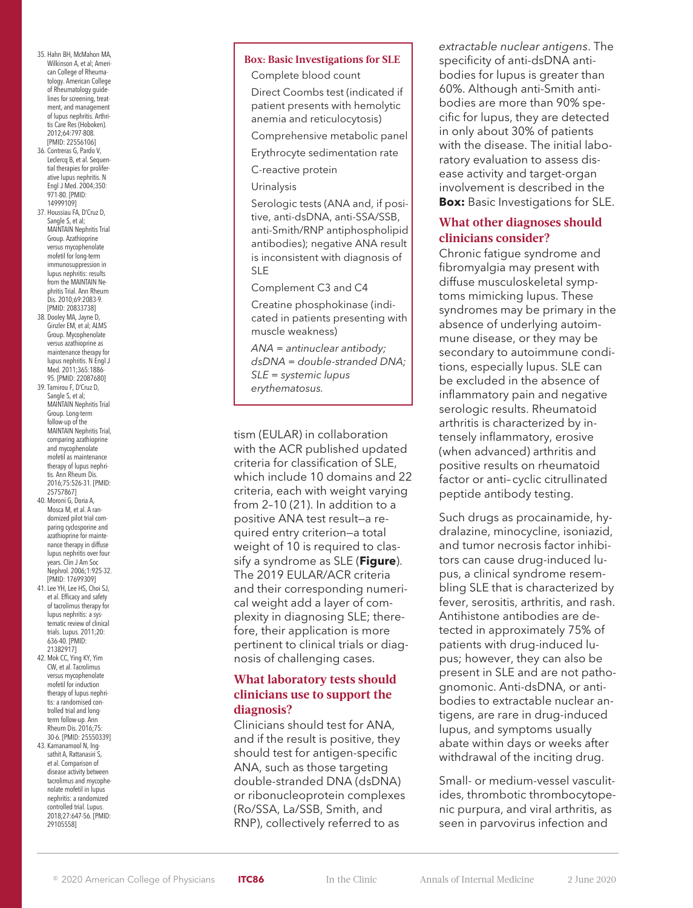35. Hahn BH, McMahon MA, Wilkinson A, et al; American College of Rheumatology. American College of Rheumatology guidelines for screening, treatment, and management of lupus nephritis. Arthritis Care Res (Hoboken). 2012;64:797-808. [PMID: 22556106]
36. Contreras G, Pardo V, Leclercq B, et al. Sequential therapies for proliferative lupus nephritis. N Engl J Med. 2004;350:971-80. [PMID: 14999109]
37. Houssiau FA, D'Cruz D, Sangle S, et al; MAINTAIN Nephritis Trial Group. Azathioprine versus mycophenolate mofetil for long-term immunosuppression in lupus nephritis: results from the MAINTAIN Nephritis Trial. Ann Rheum Dis. 2010;69:2083-9. [PMID: 20833738]
38. Dooley MA, Jayne D, Ginzler EM, et al; ALMS Group. Mycophenolate versus azathioprine as maintenance therapy for lupus nephritis. N Engl J Med. 2011;365:1886-95. [PMID: 22087680]
39. Tamirou F, D'Cruz D, Sangle S, et al; MAINTAIN Nephritis Trial Group. Long-term follow-up of the MAINTAIN Nephritis Trial, comparing azathioprine and mycophenolate mofetil as maintenance therapy of lupus nephritis. Ann Rheum Dis. 2016;75:526-31. [PMID: 25757867]
40. Moroni G, Doria A, Mosca M, et al. A randomized pilot trial comparing cyclosporine and azathioprine for maintenance therapy in diffuse lupus nephritis over four years. Clin J Am Soc Nephrol. 2006;1:925-32. [PMID: 17699309]
41. Lee YH, Lee HS, Choi SJ, et al. Efficacy and safety of tacrolimus therapy for lupus nephritis: a systematic review of clinical trials. Lupus. 2011;20:636-40. [PMID: 21382917]
42. Mok CC, Ying KY, Yim CW, et al. Tacrolimus versus mycophenolate mofetil for induction therapy of lupus nephritis: a randomised controlled trial and long-term follow-up. Ann Rheum Dis. 2016;75:30-6. [PMID: 25550339]
43. Kamanamool N, Ingsathit A, Rattanasiri S, et al. Comparison of disease activity between tacrolimus and mycophenolate mofetil in lupus nephritis: a randomized controlled trial. Lupus. 2018;27:647-56. [PMID: 29105558]

**Box: Basic Investigations for SLE**

Complete blood count

Direct Coombs test (indicated if patient presents with hemolytic anemia and reticulocytosis)

Comprehensive metabolic panel

Erythrocyte sedimentation rate

C-reactive protein

Urinalysis

Serologic tests (ANA and, if positive, anti-dsDNA, anti-SSA/SSB, anti-Smith/RNP antiphospholipid antibodies); negative ANA result is inconsistent with diagnosis of SLE

Complement C3 and C4

Creatine phosphokinase (indicated in patients presenting with muscle weakness)

*ANA = antinuclear antibody; dsDNA = double-stranded DNA; SLE = systemic lupus erythematosus.*

tism (EULAR) in collaboration with the ACR published updated criteria for classification of SLE, which include 10 domains and 22 criteria, each with weight varying from 2–10 (21). In addition to a positive ANA test result—a required entry criterion—a total weight of 10 is required to classify a syndrome as SLE (**Figure**). The 2019 EULAR/ACR criteria and their corresponding numerical weight add a layer of complexity in diagnosing SLE; therefore, their application is more pertinent to clinical trials or diagnosis of challenging cases.

## What laboratory tests should clinicians use to support the diagnosis?

Clinicians should test for ANA, and if the result is positive, they should test for antigen-specific ANA, such as those targeting double-stranded DNA (dsDNA) or ribonucleoprotein complexes (Ro/SSA, La/SSB, Smith, and RNP), collectively referred to as *extractable nuclear antigens*. The specificity of anti-dsDNA antibodies for lupus is greater than 60%. Although anti-Smith antibodies are more than 90% specific for lupus, they are detected in only about 30% of patients with the disease. The initial laboratory evaluation to assess disease activity and target-organ involvement is described in the **Box:** Basic Investigations for SLE.

## What other diagnoses should clinicians consider?

Chronic fatigue syndrome and fibromyalgia may present with diffuse musculoskeletal symptoms mimicking lupus. These syndromes may be primary in the absence of underlying autoimmune disease, or they may be secondary to autoimmune conditions, especially lupus. SLE can be excluded in the absence of inflammatory pain and negative serologic results. Rheumatoid arthritis is characterized by intensely inflammatory, erosive (when advanced) arthritis and positive results on rheumatoid factor or anti–cyclic citrullinated peptide antibody testing.

Such drugs as procainamide, hydralazine, minocycline, isoniazid, and tumor necrosis factor inhibitors can cause drug-induced lupus, a clinical syndrome resembling SLE that is characterized by fever, serositis, arthritis, and rash. Antihistone antibodies are detected in approximately 75% of patients with drug-induced lupus; however, they can also be present in SLE and are not pathognomonic. Anti-dsDNA, or antibodies to extractable nuclear antigens, are rare in drug-induced lupus, and symptoms usually abate within days or weeks after withdrawal of the inciting drug.

Small- or medium-vessel vasculitides, thrombotic thrombocytopenic purpura, and viral arthritis, as seen in parvovirus infection and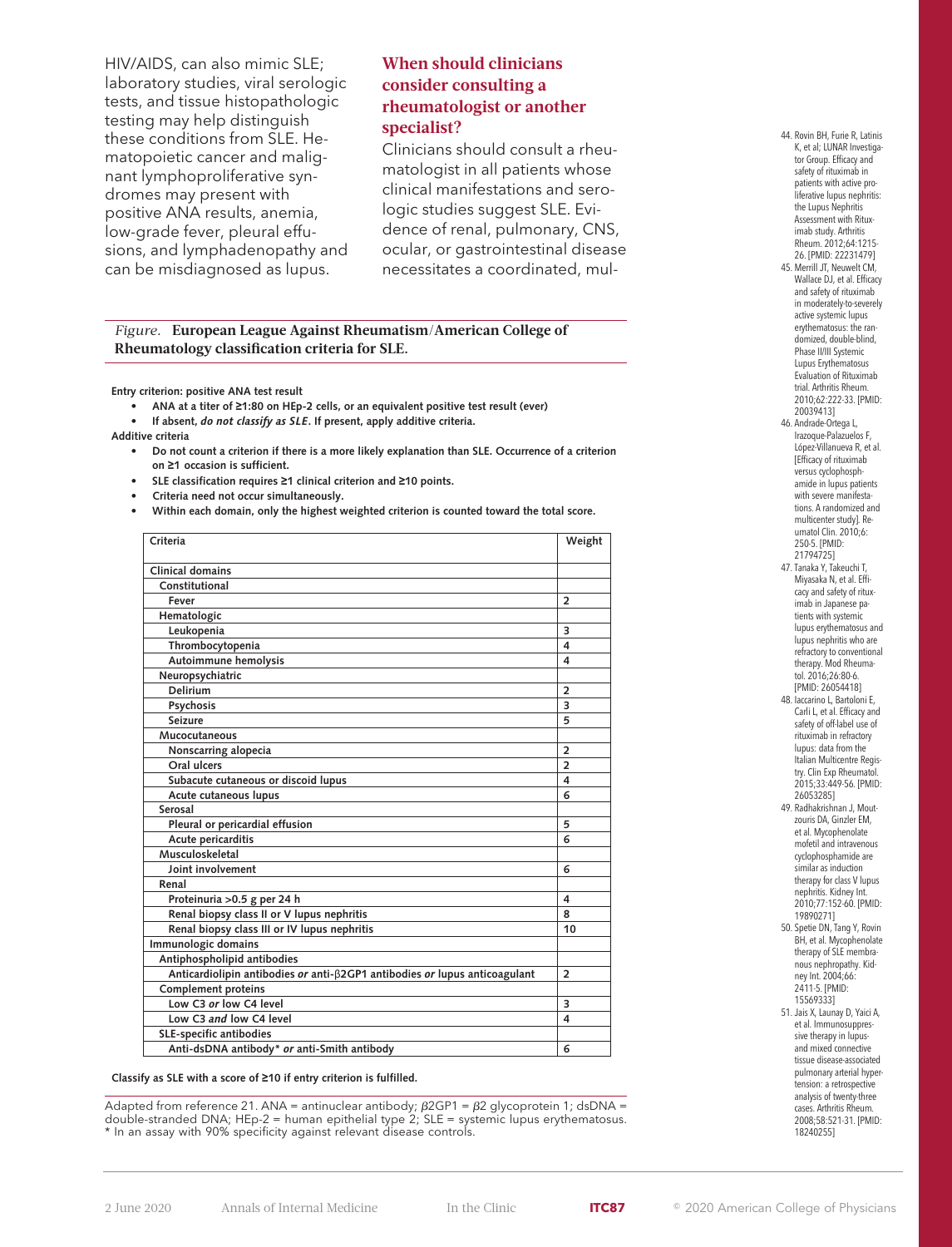HIV/AIDS, can also mimic SLE; laboratory studies, viral serologic tests, and tissue histopathologic testing may help distinguish these conditions from SLE. Hematopoietic cancer and malignant lymphoproliferative syndromes may present with positive ANA results, anemia, low-grade fever, pleural effusions, and lymphadenopathy and can be misdiagnosed as lupus.

## When should clinicians consider consulting a rheumatologist or another specialist?

Clinicians should consult a rheumatologist in all patients whose clinical manifestations and serologic studies suggest SLE. Evidence of renal, pulmonary, CNS, ocular, or gastrointestinal disease necessitates a coordinated, mul-

*Figure.* **European League Against Rheumatism/American College of Rheumatology classification criteria for SLE.**

**Entry criterion: positive ANA test result**

- **ANA at a titer of ≥1:80 on HEp-2 cells, or an equivalent positive test result (ever)**
- **If absent, *do not classify as SLE*. If present, apply additional criteria.**

**Additive criteria**

- **Do not count a criterion if there is a more likely explanation than SLE. Occurrence of a criterion on ≥1 occasion is sufficient.**
- **SLE classification requires ≥1 clinical criterion and ≥10 points.**
- **Criteria need not occur simultaneously.**
- **Within each domain, only the highest weighted criterion is counted toward the total score.**

| Criteria | Weight |
|---|---|
| **Clinical domains** | |
| **Constitutional** | |
| Fever | 2 |
| **Hematologic** | |
| Leukopenia | 3 |
| Thrombocytopenia | 4 |
| Autoimmune hemolysis | 4 |
| **Neuropsychiatric** | |
| Delirium | 2 |
| Psychosis | 3 |
| Seizure | 5 |
| **Mucocutaneous** | |
| Nonscarring alopecia | 2 |
| Oral ulcers | 2 |
| Subacute cutaneous or discoid lupus | 4 |
| Acute cutaneous lupus | 6 |
| **Serosal** | |
| Pleural or pericardial effusion | 5 |
| Acute pericarditis | 6 |
| **Musculoskeletal** | |
| Joint involvement | 6 |
| **Renal** | |
| Proteinuria >0.5 g per 24 h | 4 |
| Renal biopsy class II or V lupus nephritis | 8 |
| Renal biopsy class III or IV lupus nephritis | 10 |
| **Immunologic domains** | |
| **Antiphospholipid antibodies** | |
| Anticardiolipin antibodies *or* anti-β2GP1 antibodies *or* lupus anticoagulant | 2 |
| **Complement proteins** | |
| Low C3 *or* low C4 level | 3 |
| Low C3 *and* low C4 level | 4 |
| **SLE-specific antibodies** | |
| Anti-dsDNA antibody* *or* anti-Smith antibody | 6 |

**Classify as SLE with a score of ≥10 if entry criterion is fulfilled.**

Adapted from reference 21. ANA = antinuclear antibody; β2GP1 = β2 glycoprotein 1; dsDNA = double-stranded DNA; HEp-2 = human epithelial type 2; SLE = systemic lupus erythematosus.
* In an assay with 90% specificity against relevant disease controls.

44. Rovin BH, Furie R, Latinis K, et al; LUNAR Investigator Group. Efficacy and safety of rituximab in patients with active proliferative lupus nephritis: the Lupus Nephritis Assessment with Rituximab study. Arthritis Rheum. 2012;64:1215-26. [PMID: 22231479]
45. Merrill JT, Neuwelt CM, Wallace DJ, et al. Efficacy and safety of rituximab in moderately-to-severely active systemic lupus erythematosus: the randomized, double-blind, Phase II/III Systemic Lupus Erythematosus Evaluation of Rituximab trial. Arthritis Rheum. 2010;62:222-33. [PMID: 20039413]
46. Andrade-Ortega L, Irazoque-Palazuelos F, López-Villanueva R, et al. [Efficacy of rituximab versus cyclophosphamide in lupus patients with severe manifestations. A randomized and multicenter study]. Reumatol Clin. 2010;6:250-5. [PMID: 21794725]
47. Tanaka Y, Takeuchi T, Miyasaka N, et al. Efficacy and safety of rituximab in Japanese patients with systemic lupus erythematosus and lupus nephritis who are refractory to conventional therapy. Mod Rheumatol. 2016;26:80-6. [PMID: 26054418]
48. Iaccarino L, Bartoloni E, Carli L, et al. Efficacy and safety of off-label use of rituximab in refractory lupus: data from the Italian Multicentre Registry. Clin Exp Rheumatol. 2015;33:449-56. [PMID: 26053285]
49. Radhakrishnan J, Moutzouris DA, Ginzler EM, et al. Mycophenolate mofetil and intravenous cyclophosphamide are similar as induction therapy for class V lupus nephritis. Kidney Int. 2010;77:152-60. [PMID: 19890271]
50. Spetie DN, Tang Y, Rovin BH, et al. Mycophenolate therapy of SLE membranous nephropathy. Kidney Int. 2004;66:2411-5. [PMID: 15569333]
51. Jais X, Launay D, Yaici A, et al. Immunosuppressive therapy in lupus- and mixed connective tissue disease-associated pulmonary arterial hypertension: a retrospective analysis of twenty-three cases. Arthritis Rheum. 2008;58:521-31. [PMID: 18240255]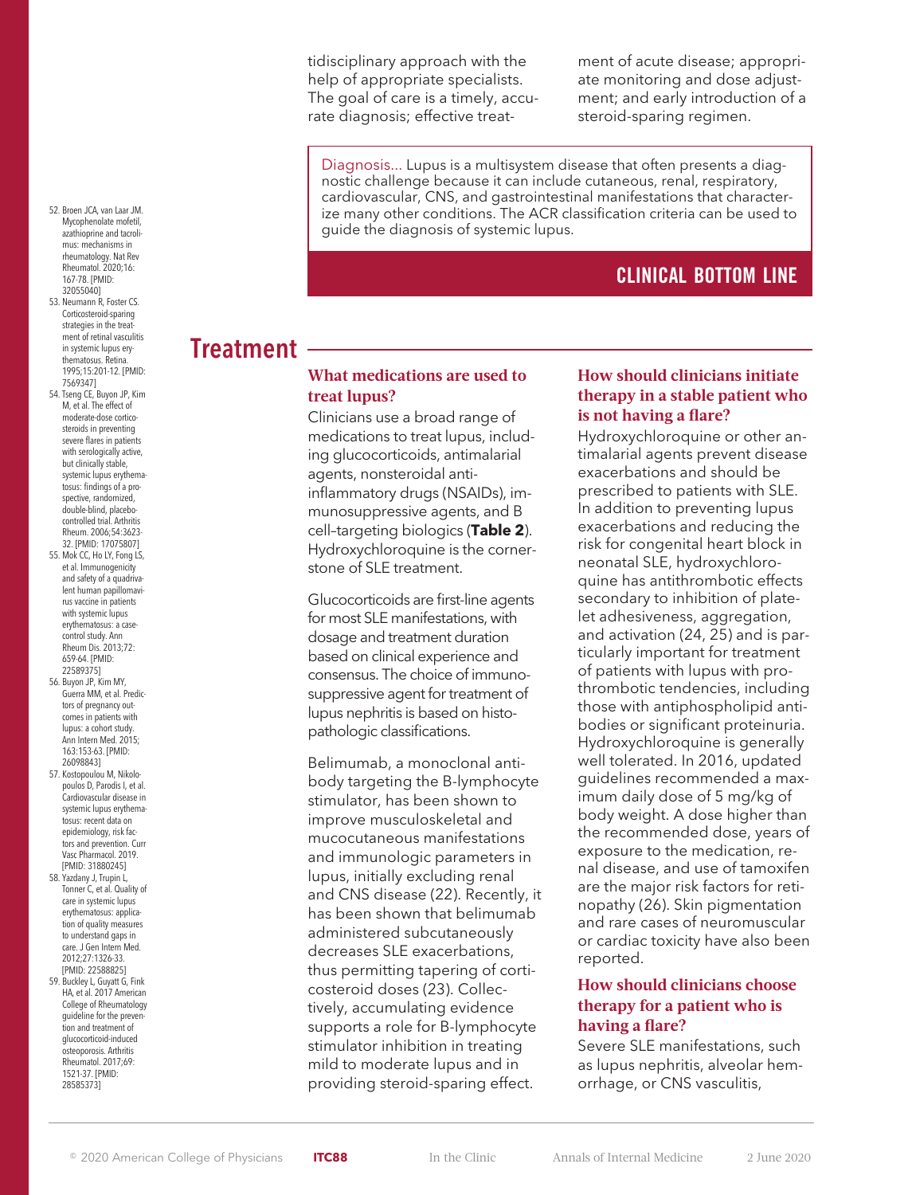tidisciplinary approach with the help of appropriate specialists. The goal of care is a timely, accurate diagnosis; effective treatment of acute disease; appropriate monitoring and dose adjustment; and early introduction of a steroid-sparing regimen.

Diagnosis... Lupus is a multisystem disease that often presents a diagnostic challenge because it can include cutaneous, renal, respiratory, cardiovascular, CNS, and gastrointestinal manifestations that characterize many other conditions. The ACR classification criteria can be used to guide the diagnosis of systemic lupus.

**CLINICAL BOTTOM LINE**

## Treatment

### What medications are used to treat lupus?

Clinicians use a broad range of medications to treat lupus, including glucocorticoids, antimalarial agents, nonsteroidal anti-inflammatory drugs (NSAIDs), immunosuppressive agents, and B cell–targeting biologics (**Table 2**). Hydroxychloroquine is the cornerstone of SLE treatment.

Glucocorticoids are first-line agents for most SLE manifestations, with dosage and treatment duration based on clinical experience and consensus. The choice of immunosuppressive agent for treatment of lupus nephritis is based on histopathologic classifications.

Belimumab, a monoclonal antibody targeting the B-lymphocyte stimulator, has been shown to improve musculoskeletal and mucocutaneous manifestations and immunologic parameters in lupus, initially excluding renal and CNS disease (22). Recently, it has been shown that belimumab administered subcutaneously decreases SLE exacerbations, thus permitting tapering of corticosteroid doses (23). Collectively, accumulating evidence supports a role for B-lymphocyte stimulator inhibition in treating mild to moderate lupus and in providing steroid-sparing effect.

### How should clinicians initiate therapy in a stable patient who is not having a flare?

Hydroxychloroquine or other antimalarial agents prevent disease exacerbations and should be prescribed to patients with SLE. In addition to preventing lupus exacerbations and reducing the risk for congenital heart block in neonatal SLE, hydroxychloroquine has antithrombotic effects secondary to inhibition of platelet adhesiveness, aggregation, and activation (24, 25) and is particularly important for treatment of patients with lupus with prothrombotic tendencies, including those with antiphospholipid antibodies or significant proteinuria. Hydroxychloroquine is generally well tolerated. In 2016, updated guidelines recommended a maximum daily dose of 5 mg/kg of body weight. A dose higher than the recommended dose, years of exposure to the medication, renal disease, and use of tamoxifen are the major risk factors for retinopathy (26). Skin pigmentation and rare cases of neuromuscular or cardiac toxicity have also been reported.

### How should clinicians choose therapy for a patient who is having a flare?

Severe SLE manifestations, such as lupus nephritis, alveolar hemorrhage, or CNS vasculitis,

52. Broen JCA, van Laar JM. Mycophenolate mofetil, azathioprine and tacrolimus: mechanisms in rheumatology. Nat Rev Rheumatol. 2020;16:167-78. [PMID: 32055040]
53. Neumann R, Foster CS. Corticosteroid-sparing strategies in the treatment of retinal vasculitis in systemic lupus erythematosus. Retina. 1995;15:201-12. [PMID: 7569347]
54. Tseng CE, Buyon JP, Kim M, et al. The effect of moderate-dose corticosteroids in preventing severe flares in patients with serologically active, but clinically stable, systemic lupus erythematosus: findings of a prospective, randomized, double-blind, placebo-controlled trial. Arthritis Rheum. 2006;54:3623-32. [PMID: 17075807]
55. Mok CC, Ho LY, Fong LS, et al. Immunogenicity and safety of a quadrivalent human papillomavirus vaccine in patients with systemic lupus erythematosus: a case-control study. Ann Rheum Dis. 2013;72:659-64. [PMID: 22589375]
56. Buyon JP, Kim MY, Guerra MM, et al. Predictors of pregnancy outcomes in patients with lupus: a cohort study. Ann Intern Med. 2015;163:153-63. [PMID: 26098843]
57. Kostopoulou M, Nikolopoulos D, Parodis I, et al. Cardiovascular disease in systemic lupus erythematosus: recent data on epidemiology, risk factors and prevention. Curr Vasc Pharmacol. 2019. [PMID: 31880245]
58. Yazdany J, Trupin L, Tonner C, et al. Quality of care in systemic lupus erythematosus: application of quality measures to understand gaps in care. J Gen Intern Med. 2012;27:1326-33. [PMID: 22588825]
59. Buckley L, Guyatt G, Fink HA, et al. 2017 American College of Rheumatology guideline for the prevention and treatment of glucocorticoid-induced osteoporosis. Arthritis Rheumatol. 2017;69:1521-37. [PMID: 28585373]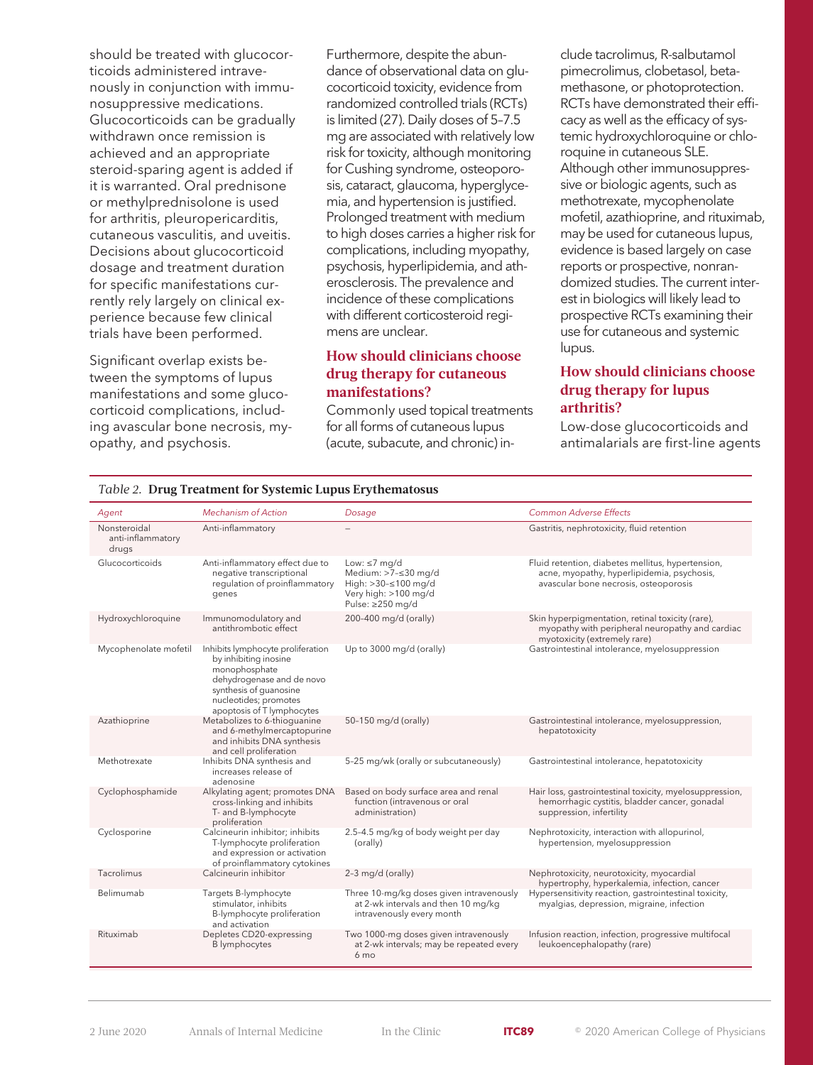should be treated with glucocorticoids administered intravenously in conjunction with immunosuppressive medications. Glucocorticoids can be gradually withdrawn once remission is achieved and an appropriate steroid-sparing agent is added if it is warranted. Oral prednisone or methylprednisolone is used for arthritis, pleuropericarditis, cutaneous vasculitis, and uveitis. Decisions about glucocorticoid dosage and treatment duration for specific manifestations currently rely largely on clinical experience because few clinical trials have been performed.

Significant overlap exists between the symptoms of lupus manifestations and some glucocorticoid complications, including avascular bone necrosis, myopathy, and psychosis.

Furthermore, despite the abundance of observational data on glucocorticoid toxicity, evidence from randomized controlled trials (RCTs) is limited (27). Daily doses of 5–7.5 mg are associated with relatively low risk for toxicity, although monitoring for Cushing syndrome, osteoporosis, cataract, glaucoma, hyperglycemia, and hypertension is justified. Prolonged treatment with medium to high doses carries a higher risk for complications, including myopathy, psychosis, hyperlipidemia, and atherosclerosis. The prevalence and incidence of these complications with different corticosteroid regimens are unclear.

## How should clinicians choose drug therapy for cutaneous manifestations?

Commonly used topical treatments for all forms of cutaneous lupus (acute, subacute, and chronic) include tacrolimus, R-salbutamol pimecrolimus, clobetasol, betamethasone, or photoprotection. RCTs have demonstrated their efficacy as well as the efficacy of systemic hydroxychloroquine or chloroquine in cutaneous SLE. Although other immunosuppressive or biologic agents, such as methotrexate, mycophenolate mofetil, azathioprine, and rituximab, may be used for cutaneous lupus, evidence is based largely on case reports or prospective, nonrandomized studies. The current interest in biologics will likely lead to prospective RCTs examining their use for cutaneous and systemic lupus.

## How should clinicians choose drug therapy for lupus arthritis?

Low-dose glucocorticoids and antimalarials are first-line agents

*Table 2.* **Drug Treatment for Systemic Lupus Erythematosus**

| Agent | Mechanism of Action | Dosage | Common Adverse Effects |
|---|---|---|---|
| Nonsteroidal anti-inflammatory drugs | Anti-inflammatory | – | Gastritis, nephrotoxicity, fluid retention |
| Glucocorticoids | Anti-inflammatory effect due to negative transcriptional regulation of proinflammatory genes | Low: ≤7 mg/d<br>Medium: >7–≤30 mg/d<br>High: >30–≤100 mg/d<br>Very high: >100 mg/d<br>Pulse: ≥250 mg/d | Fluid retention, diabetes mellitus, hypertension, acne, myopathy, hyperlipidemia, psychosis, avascular bone necrosis, osteoporosis |
| Hydroxychloroquine | Immunomodulatory and antithrombotic effect | 200–400 mg/d (orally) | Skin hyperpigmentation, retinal toxicity (rare), myopathy with peripheral neuropathy and cardiac myotoxicity (extremely rare) |
| Mycophenolate mofetil | Inhibits lymphocyte proliferation by inhibiting inosine monophosphate dehydrogenase and de novo synthesis of guanosine nucleotides; promotes apoptosis of T lymphocytes | Up to 3000 mg/d (orally) | Gastrointestinal intolerance, myelosuppression |
| Azathioprine | Metabolizes to 6-thioguanine and 6-methylmercaptopurine and inhibits DNA synthesis and cell proliferation | 50–150 mg/d (orally) | Gastrointestinal intolerance, myelosuppression, hepatotoxicity |
| Methotrexate | Inhibits DNA synthesis and increases release of adenosine | 5–25 mg/wk (orally or subcutaneously) | Gastrointestinal intolerance, hepatotoxicity |
| Cyclophosphamide | Alkylating agent; promotes DNA cross-linking and inhibits T- and B-lymphocyte proliferation | Based on body surface area and renal function (intravenous or oral administration) | Hair loss, gastrointestinal toxicity, myelosuppression, hemorrhagic cystitis, bladder cancer, gonadal suppression, infertility |
| Cyclosporine | Calcineurin inhibitor; inhibits T-lymphocyte proliferation and expression or activation of proinflammatory cytokines | 2.5–4.5 mg/kg of body weight per day (orally) | Nephrotoxicity, interaction with allopurinol, hypertension, myelosuppression |
| Tacrolimus | Calcineurin inhibitor | 2–3 mg/d (orally) | Nephrotoxicity, neurotoxicity, myocardial hypertrophy, hyperkalemia, infection, cancer |
| Belimumab | Targets B-lymphocyte stimulator, inhibits B-lymphocyte proliferation and activation | Three 10-mg/kg doses given intravenously at 2-wk intervals and then 10 mg/kg intravenously every month | Hypersensitivity reaction, gastrointestinal toxicity, myalgias, depression, migraine, infection |
| Rituximab | Depletes CD20-expressing B lymphocytes | Two 1000-mg doses given intravenously at 2-wk intervals; may be repeated every 6 mo | Infusion reaction, infection, progressive multifocal leukoencephalopathy (rare) |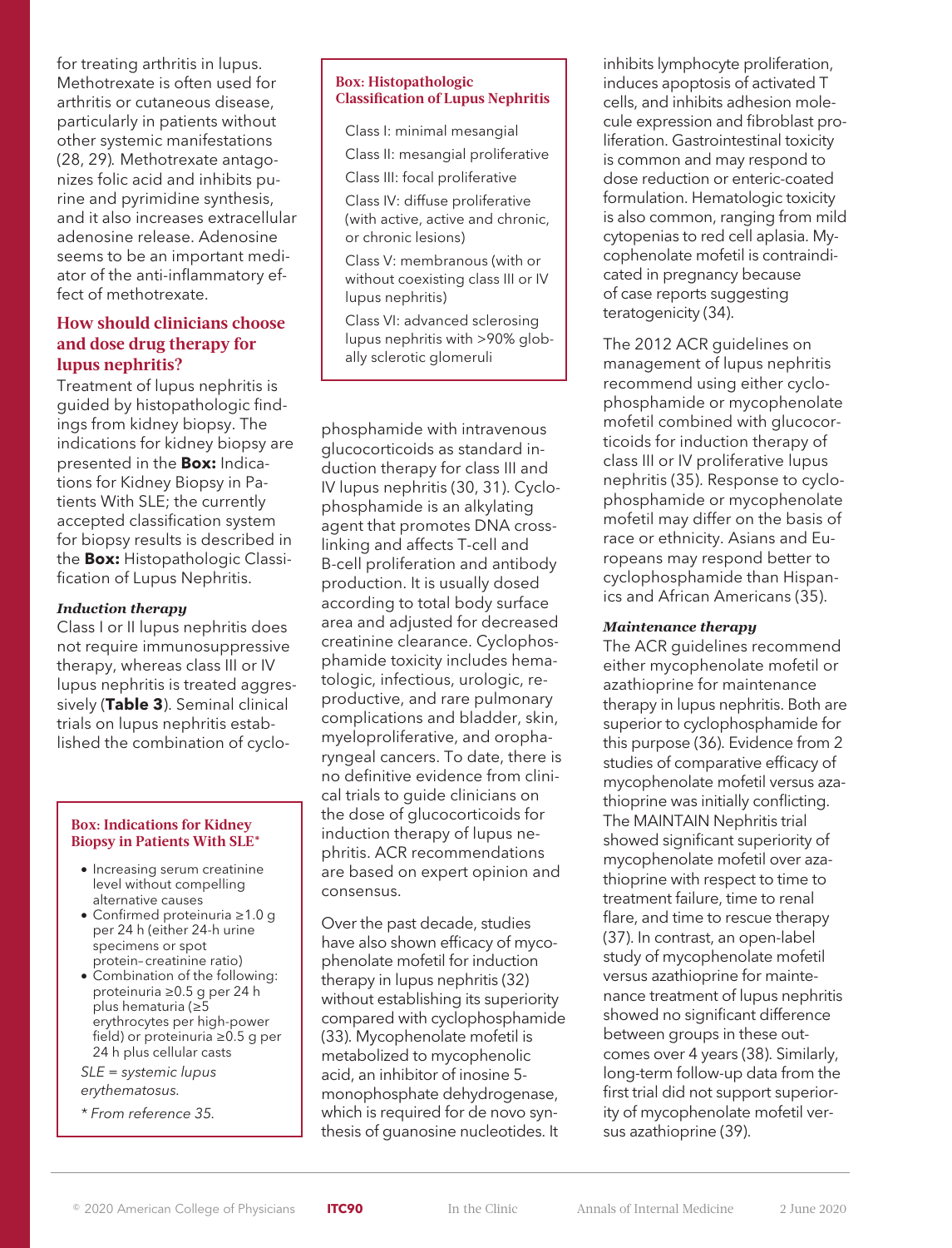for treating arthritis in lupus. Methotrexate is often used for arthritis or cutaneous disease, particularly in patients without other systemic manifestations (28, 29). Methotrexate antagonizes folic acid and inhibits purine and pyrimidine synthesis, and it also increases extracellular adenosine release. Adenosine seems to be an important mediator of the anti-inflammatory effect of methotrexate.

## How should clinicians choose and dose drug therapy for lupus nephritis?

Treatment of lupus nephritis is guided by histopathologic findings from kidney biopsy. The indications for kidney biopsy are presented in the **Box:** Indications for Kidney Biopsy in Patients With SLE; the currently accepted classification system for biopsy results is described in the **Box:** Histopathologic Classification of Lupus Nephritis.

### *Induction therapy*

Class I or II lupus nephritis does not require immunosuppressive therapy, whereas class III or IV lupus nephritis is treated aggressively (**Table 3**). Seminal clinical trials on lupus nephritis established the combination of cyclophosphamide with intravenous glucocorticoids as standard induction therapy for class III and IV lupus nephritis (30, 31). Cyclophosphamide is an alkylating agent that promotes DNA cross-linking and affects T-cell and B-cell proliferation and antibody production. It is usually dosed according to total body surface area and adjusted for decreased creatinine clearance. Cyclophosphamide toxicity includes hematologic, infectious, urologic, reproductive, and rare pulmonary complications and bladder, skin, myeloproliferative, and oropharyngeal cancers. To date, there is no definitive evidence from clinical trials to guide clinicians on the dose of glucocorticoids for induction therapy of lupus nephritis. ACR recommendations are based on expert opinion and consensus.

> **Box: Indications for Kidney Biopsy in Patients With SLE***
>
> - Increasing serum creatinine level without compelling alternative causes
> - Confirmed proteinuria ≥1.0 g per 24 h (either 24-h urine specimens or spot protein–creatinine ratio)
> - Combination of the following: proteinuria ≥0.5 g per 24 h plus hematuria (≥5 erythrocytes per high-power field) or proteinuria ≥0.5 g per 24 h plus cellular casts
>
> *SLE = systemic lupus erythematosus.*
>
> *\* From reference 35.*

> **Box: Histopathologic Classification of Lupus Nephritis**
>
> Class I: minimal mesangial
>
> Class II: mesangial proliferative
>
> Class III: focal proliferative
>
> Class IV: diffuse proliferative (with active, active and chronic, or chronic lesions)
>
> Class V: membranous (with or without coexisting class III or IV lupus nephritis)
>
> Class VI: advanced sclerosing lupus nephritis with >90% globally sclerotic glomeruli

Over the past decade, studies have also shown efficacy of mycophenolate mofetil for induction therapy in lupus nephritis (32) without establishing its superiority compared with cyclophosphamide (33). Mycophenolate mofetil is metabolized to mycophenolic acid, an inhibitor of inosine 5-monophosphate dehydrogenase, which is required for de novo synthesis of guanosine nucleotides. It inhibits lymphocyte proliferation, induces apoptosis of activated T cells, and inhibits adhesion molecule expression and fibroblast proliferation. Gastrointestinal toxicity is common and may respond to dose reduction or enteric-coated formulation. Hematologic toxicity is also common, ranging from mild cytopenias to red cell aplasia. Mycophenolate mofetil is contraindicated in pregnancy because of case reports suggesting teratogenicity (34).

The 2012 ACR guidelines on management of lupus nephritis recommend using either cyclophosphamide or mycophenolate mofetil combined with glucocorticoids for induction therapy of class III or IV proliferative lupus nephritis (35). Response to cyclophosphamide or mycophenolate mofetil may differ on the basis of race or ethnicity. Asians and Europeans may respond better to cyclophosphamide than Hispanics and African Americans (35).

### *Maintenance therapy*

The ACR guidelines recommend either mycophenolate mofetil or azathioprine for maintenance therapy in lupus nephritis. Both are superior to cyclophosphamide for this purpose (36). Evidence from 2 studies of comparative efficacy of mycophenolate mofetil versus azathioprine was initially conflicting. The MAINTAIN Nephritis trial showed significant superiority of mycophenolate mofetil over azathioprine with respect to time to treatment failure, time to renal flare, and time to rescue therapy (37). In contrast, an open-label study of mycophenolate mofetil versus azathioprine for maintenance treatment of lupus nephritis showed no significant difference between groups in these outcomes over 4 years (38). Similarly, long-term follow-up data from the first trial did not support superiority of mycophenolate mofetil versus azathioprine (39).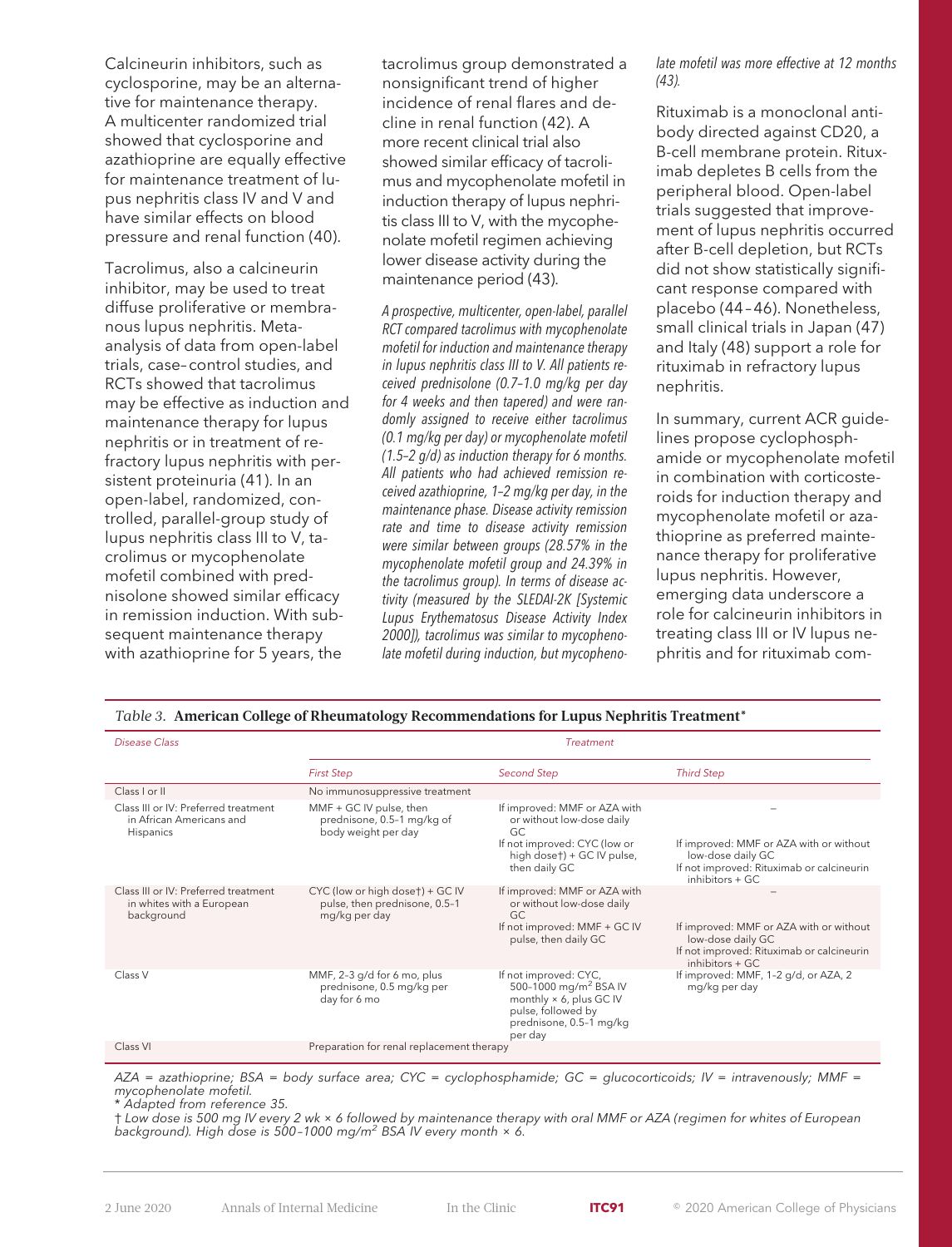Calcineurin inhibitors, such as cyclosporine, may be an alternative for maintenance therapy. A multicenter randomized trial showed that cyclosporine and azathioprine are equally effective for maintenance treatment of lupus nephritis class IV and V and have similar effects on blood pressure and renal function (40).

Tacrolimus, also a calcineurin inhibitor, may be used to treat diffuse proliferative or membranous lupus nephritis. Meta-analysis of data from open-label trials, case–control studies, and RCTs showed that tacrolimus may be effective as induction and maintenance therapy for lupus nephritis or in treatment of refractory lupus nephritis with persistent proteinuria (41). In an open-label, randomized, controlled, parallel-group study of lupus nephritis class III to V, tacrolimus or mycophenolate mofetil combined with prednisolone showed similar efficacy in remission induction. With subsequent maintenance therapy with azathioprine for 5 years, the tacrolimus group demonstrated a nonsignificant trend of higher incidence of renal flares and decline in renal function (42). A more recent clinical trial also showed similar efficacy of tacrolimus and mycophenolate mofetil in induction therapy of lupus nephritis class III to V, with the mycophenolate mofetil regimen achieving lower disease activity during the maintenance period (43).

*A prospective, multicenter, open-label, parallel RCT compared tacrolimus with mycophenolate mofetil for induction and maintenance therapy in lupus nephritis class III to V. All patients received prednisolone (0.7–1.0 mg/kg per day for 4 weeks and then tapered) and were randomly assigned to receive either tacrolimus (0.1 mg/kg per day) or mycophenolate mofetil (1.5–2 g/d) as induction therapy for 6 months. All patients who had achieved remission received azathioprine, 1–2 mg/kg per day, in the maintenance phase. Disease activity remission rate and time to disease activity remission were similar between groups (28.57% in the mycophenolate mofetil group and 24.39% in the tacrolimus group). In terms of disease activity (measured by the SLEDAI-2K [Systemic Lupus Erythematosus Disease Activity Index 2000]), tacrolimus was similar to mycophenolate mofetil during induction, but mycophenolate mofetil was more effective at 12 months (43).*

Rituximab is a monoclonal antibody directed against CD20, a B-cell membrane protein. Rituximab depletes B cells from the peripheral blood. Open-label trials suggested that improvement of lupus nephritis occurred after B-cell depletion, but RCTs did not show statistically significant response compared with placebo (44–46). Nonetheless, small clinical trials in Japan (47) and Italy (48) support a role for rituximab in refractory lupus nephritis.

In summary, current ACR guidelines propose cyclophosphamide or mycophenolate mofetil in combination with corticosteroids for induction therapy and mycophenolate mofetil or azathioprine as preferred maintenance therapy for proliferative lupus nephritis. However, emerging data underscore a role for calcineurin inhibitors in treating class III or IV lupus nephritis and for rituximab com-

*Table 3.* **American College of Rheumatology Recommendations for Lupus Nephritis Treatment***

| Disease Class | Treatment | | |
|---|---|---|---|
| | First Step | Second Step | Third Step |
| Class I or II | No immunosuppressive treatment | | |
| Class III or IV: Preferred treatment in African Americans and Hispanics | MMF + GC IV pulse, then prednisone, 0.5–1 mg/kg of body weight per day | If improved: MMF or AZA with or without low-dose daily GC<br>If not improved: CYC (low or high dose†) + GC IV pulse, then daily GC | –<br>If improved: MMF or AZA with or without low-dose daily GC<br>If not improved: Rituximab or calcineurin inhibitors + GC |
| Class III or IV: Preferred treatment in whites with a European background | CYC (low or high dose†) + GC IV pulse, then prednisone, 0.5–1 mg/kg per day | If improved: MMF or AZA with or without low-dose daily GC<br>If not improved: MMF + GC IV pulse, then daily GC | –<br>If improved: MMF or AZA with or without low-dose daily GC<br>If not improved: Rituximab or calcineurin inhibitors + GC |
| Class V | MMF, 2–3 g/d for 6 mo, plus prednisone, 0.5 mg/kg per day for 6 mo | If not improved: CYC, 500–1000 mg/m² BSA IV monthly × 6, plus GC IV pulse, followed by prednisone, 0.5–1 mg/kg per day | If improved: MMF, 1–2 g/d, or AZA, 2 mg/kg per day |
| Class VI | Preparation for renal replacement therapy | | |

*AZA = azathioprine; BSA = body surface area; CYC = cyclophosphamide; GC = glucocorticoids; IV = intravenously; MMF = mycophenolate mofetil.*
*\* Adapted from reference 35.*
*† Low dose is 500 mg IV every 2 wk × 6 followed by maintenance therapy with oral MMF or AZA (regimen for whites of European background). High dose is 500–1000 mg/m² BSA IV every month × 6.*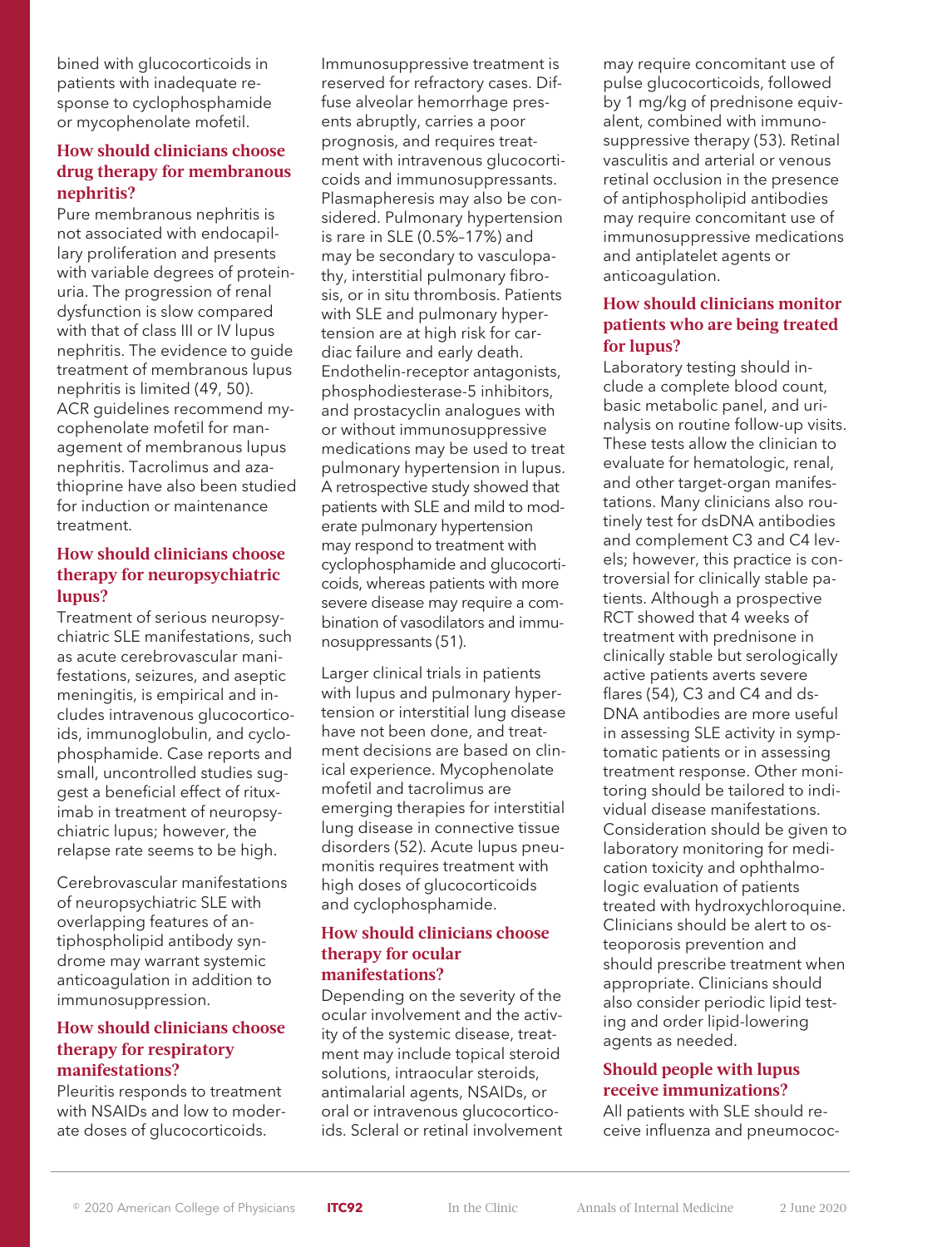bined with glucocorticoids in patients with inadequate response to cyclophosphamide or mycophenolate mofetil.

### How should clinicians choose drug therapy for membranous nephritis?

Pure membranous nephritis is not associated with endocapillary proliferation and presents with variable degrees of proteinuria. The progression of renal dysfunction is slow compared with that of class III or IV lupus nephritis. The evidence to guide treatment of membranous lupus nephritis is limited (49, 50). ACR guidelines recommend mycophenolate mofetil for management of membranous lupus nephritis. Tacrolimus and azathioprine have also been studied for induction or maintenance treatment.

### How should clinicians choose therapy for neuropsychiatric lupus?

Treatment of serious neuropsychiatric SLE manifestations, such as acute cerebrovascular manifestations, seizures, and aseptic meningitis, is empirical and includes intravenous glucocorticoids, immunoglobulin, and cyclophosphamide. Case reports and small, uncontrolled studies suggest a beneficial effect of rituximab in treatment of neuropsychiatric lupus; however, the relapse rate seems to be high.

Cerebrovascular manifestations of neuropsychiatric SLE with overlapping features of antiphospholipid antibody syndrome may warrant systemic anticoagulation in addition to immunosuppression.

### How should clinicians choose therapy for respiratory manifestations?

Pleuritis responds to treatment with NSAIDs and low to moderate doses of glucocorticoids. Immunosuppressive treatment is reserved for refractory cases. Diffuse alveolar hemorrhage presents abruptly, carries a poor prognosis, and requires treatment with intravenous glucocorticoids and immunosuppressants. Plasmapheresis may also be considered. Pulmonary hypertension is rare in SLE (0.5%–17%) and may be secondary to vasculopathy, interstitial pulmonary fibrosis, or in situ thrombosis. Patients with SLE and pulmonary hypertension are at high risk for cardiac failure and early death. Endothelin-receptor antagonists, phosphodiesterase-5 inhibitors, and prostacyclin analogues with or without immunosuppressive medications may be used to treat pulmonary hypertension in lupus. A retrospective study showed that patients with SLE and mild to moderate pulmonary hypertension may respond to treatment with cyclophosphamide and glucocorticoids, whereas patients with more severe disease may require a combination of vasodilators and immunosuppressants (51).

Larger clinical trials in patients with lupus and pulmonary hypertension or interstitial lung disease have not been done, and treatment decisions are based on clinical experience. Mycophenolate mofetil and tacrolimus are emerging therapies for interstitial lung disease in connective tissue disorders (52). Acute lupus pneumonitis requires treatment with high doses of glucocorticoids and cyclophosphamide.

### How should clinicians choose therapy for ocular manifestations?

Depending on the severity of the ocular involvement and the activity of the systemic disease, treatment may include topical steroid solutions, intraocular steroids, antimalarial agents, NSAIDs, or oral or intravenous glucocorticoids. Scleral or retinal involvement may require concomitant use of pulse glucocorticoids, followed by 1 mg/kg of prednisone equivalent, combined with immunosuppressive therapy (53). Retinal vasculitis and arterial or venous retinal occlusion in the presence of antiphospholipid antibodies may require concomitant use of immunosuppressive medications and antiplatelet agents or anticoagulation.

### How should clinicians monitor patients who are being treated for lupus?

Laboratory testing should include a complete blood count, basic metabolic panel, and urinalysis on routine follow-up visits. These tests allow the clinician to evaluate for hematologic, renal, and other target-organ manifestations. Many clinicians also routinely test for dsDNA antibodies and complement C3 and C4 levels; however, this practice is controversial for clinically stable patients. Although a prospective RCT showed that 4 weeks of treatment with prednisone in clinically stable but serologically active patients averts severe flares (54), C3 and C4 and dsDNA antibodies are more useful in assessing SLE activity in symptomatic patients or in assessing treatment response. Other monitoring should be tailored to individual disease manifestations. Consideration should be given to laboratory monitoring for medication toxicity and ophthalmologic evaluation of patients treated with hydroxychloroquine. Clinicians should be alert to osteoporosis prevention and should prescribe treatment when appropriate. Clinicians should also consider periodic lipid testing and order lipid-lowering agents as needed.

### Should people with lupus receive immunizations?

All patients with SLE should receive influenza and pneumococ-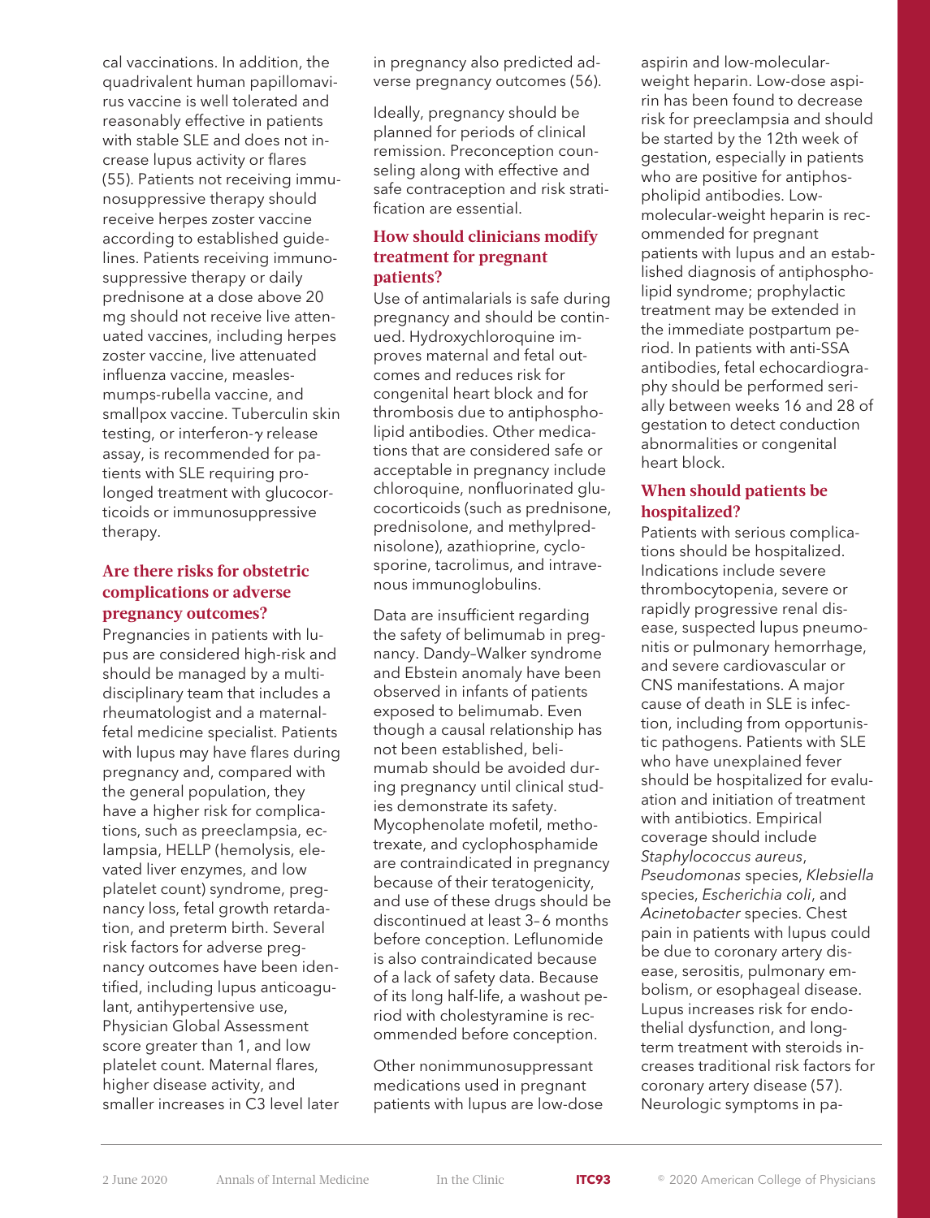cal vaccinations. In addition, the quadrivalent human papillomavirus vaccine is well tolerated and reasonably effective in patients with stable SLE and does not increase lupus activity or flares (55). Patients not receiving immunosuppressive therapy should receive herpes zoster vaccine according to established guidelines. Patients receiving immunosuppressive therapy or daily prednisone at a dose above 20 mg should not receive live attenuated vaccines, including herpes zoster vaccine, live attenuated influenza vaccine, measles-mumps-rubella vaccine, and smallpox vaccine. Tuberculin skin testing, or interferon-$\gamma$ release assay, is recommended for patients with SLE requiring prolonged treatment with glucocorticoids or immunosuppressive therapy.

### Are there risks for obstetric complications or adverse pregnancy outcomes?

Pregnancies in patients with lupus are considered high-risk and should be managed by a multidisciplinary team that includes a rheumatologist and a maternal-fetal medicine specialist. Patients with lupus may have flares during pregnancy and, compared with the general population, they have a higher risk for complications, such as preeclampsia, eclampsia, HELLP (hemolysis, elevated liver enzymes, and low platelet count) syndrome, pregnancy loss, fetal growth retardation, and preterm birth. Several risk factors for adverse pregnancy outcomes have been identified, including lupus anticoagulant, antihypertensive use, Physician Global Assessment score greater than 1, and low platelet count. Maternal flares, higher disease activity, and smaller increases in C3 level later in pregnancy also predicted adverse pregnancy outcomes (56).

Ideally, pregnancy should be planned for periods of clinical remission. Preconception counseling along with effective and safe contraception and risk stratification are essential.

### How should clinicians modify treatment for pregnant patients?

Use of antimalarials is safe during pregnancy and should be continued. Hydroxychloroquine improves maternal and fetal outcomes and reduces risk for congenital heart block and for thrombosis due to antiphospholipid antibodies. Other medications that are considered safe or acceptable in pregnancy include chloroquine, nonfluorinated glucocorticoids (such as prednisone, prednisolone, and methylprednisolone), azathioprine, cyclosporine, tacrolimus, and intravenous immunoglobulins.

Data are insufficient regarding the safety of belimumab in pregnancy. Dandy–Walker syndrome and Ebstein anomaly have been observed in infants of patients exposed to belimumab. Even though a causal relationship has not been established, belimumab should be avoided during pregnancy until clinical studies demonstrate its safety. Mycophenolate mofetil, methotrexate, and cyclophosphamide are contraindicated in pregnancy because of their teratogenicity, and use of these drugs should be discontinued at least 3–6 months before conception. Leflunomide is also contraindicated because of a lack of safety data. Because of its long half-life, a washout period with cholestyramine is recommended before conception.

Other nonimmunosuppressant medications used in pregnant patients with lupus are low-dose aspirin and low-molecular-weight heparin. Low-dose aspirin has been found to decrease risk for preeclampsia and should be started by the 12th week of gestation, especially in patients who are positive for antiphospholipid antibodies. Low-molecular-weight heparin is recommended for pregnant patients with lupus and an established diagnosis of antiphospholipid syndrome; prophylactic treatment may be extended in the immediate postpartum period. In patients with anti-SSA antibodies, fetal echocardiography should be performed serially between weeks 16 and 28 of gestation to detect conduction abnormalities or congenital heart block.

### When should patients be hospitalized?

Patients with serious complications should be hospitalized. Indications include severe thrombocytopenia, severe or rapidly progressive renal disease, suspected lupus pneumonitis or pulmonary hemorrhage, and severe cardiovascular or CNS manifestations. A major cause of death in SLE is infection, including from opportunistic pathogens. Patients with SLE who have unexplained fever should be hospitalized for evaluation and initiation of treatment with antibiotics. Empirical coverage should include *Staphylococcus aureus*, *Pseudomonas* species, *Klebsiella* species, *Escherichia coli*, and *Acinetobacter* species. Chest pain in patients with lupus could be due to coronary artery disease, serositis, pulmonary embolism, or esophageal disease. Lupus increases risk for endothelial dysfunction, and long-term treatment with steroids increases traditional risk factors for coronary artery disease (57). Neurologic symptoms in pa-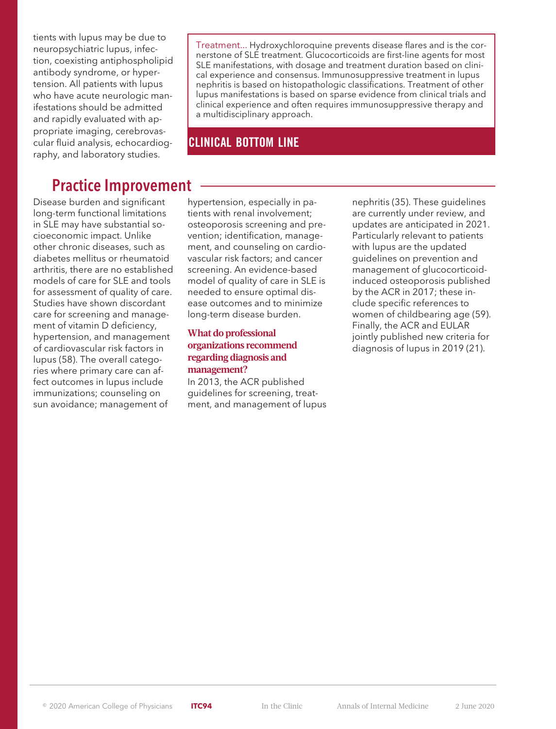tients with lupus may be due to neuropsychiatric lupus, infection, coexisting antiphospholipid antibody syndrome, or hypertension. All patients with lupus who have acute neurologic manifestations should be admitted and rapidly evaluated with appropriate imaging, cerebrovascular fluid analysis, echocardiography, and laboratory studies.

Treatment... Hydroxychloroquine prevents disease flares and is the cornerstone of SLE treatment. Glucocorticoids are first-line agents for most SLE manifestations, with dosage and treatment duration based on clinical experience and consensus. Immunosuppressive treatment in lupus nephritis is based on histopathologic classifications. Treatment of other lupus manifestations is based on sparse evidence from clinical trials and clinical experience and often requires immunosuppressive therapy and a multidisciplinary approach.

**CLINICAL BOTTOM LINE**

## Practice Improvement

Disease burden and significant long-term functional limitations in SLE may have substantial socioeconomic impact. Unlike other chronic diseases, such as diabetes mellitus or rheumatoid arthritis, there are no established models of care for SLE and tools for assessment of quality of care. Studies have shown discordant care for screening and management of vitamin D deficiency, hypertension, and management of cardiovascular risk factors in lupus (58). The overall categories where primary care can affect outcomes in lupus include immunizations; counseling on sun avoidance; management of hypertension, especially in patients with renal involvement; osteoporosis screening and prevention; identification, management, and counseling on cardiovascular risk factors; and cancer screening. An evidence-based model of quality of care in SLE is needed to ensure optimal disease outcomes and to minimize long-term disease burden.

### What do professional organizations recommend regarding diagnosis and management?

In 2013, the ACR published guidelines for screening, treatment, and management of lupus nephritis (35). These guidelines are currently under review, and updates are anticipated in 2021. Particularly relevant to patients with lupus are the updated guidelines on prevention and management of glucocorticoid-induced osteoporosis published by the ACR in 2017; these include specific references to women of childbearing age (59). Finally, the ACR and EULAR jointly published new criteria for diagnosis of lupus in 2019 (21).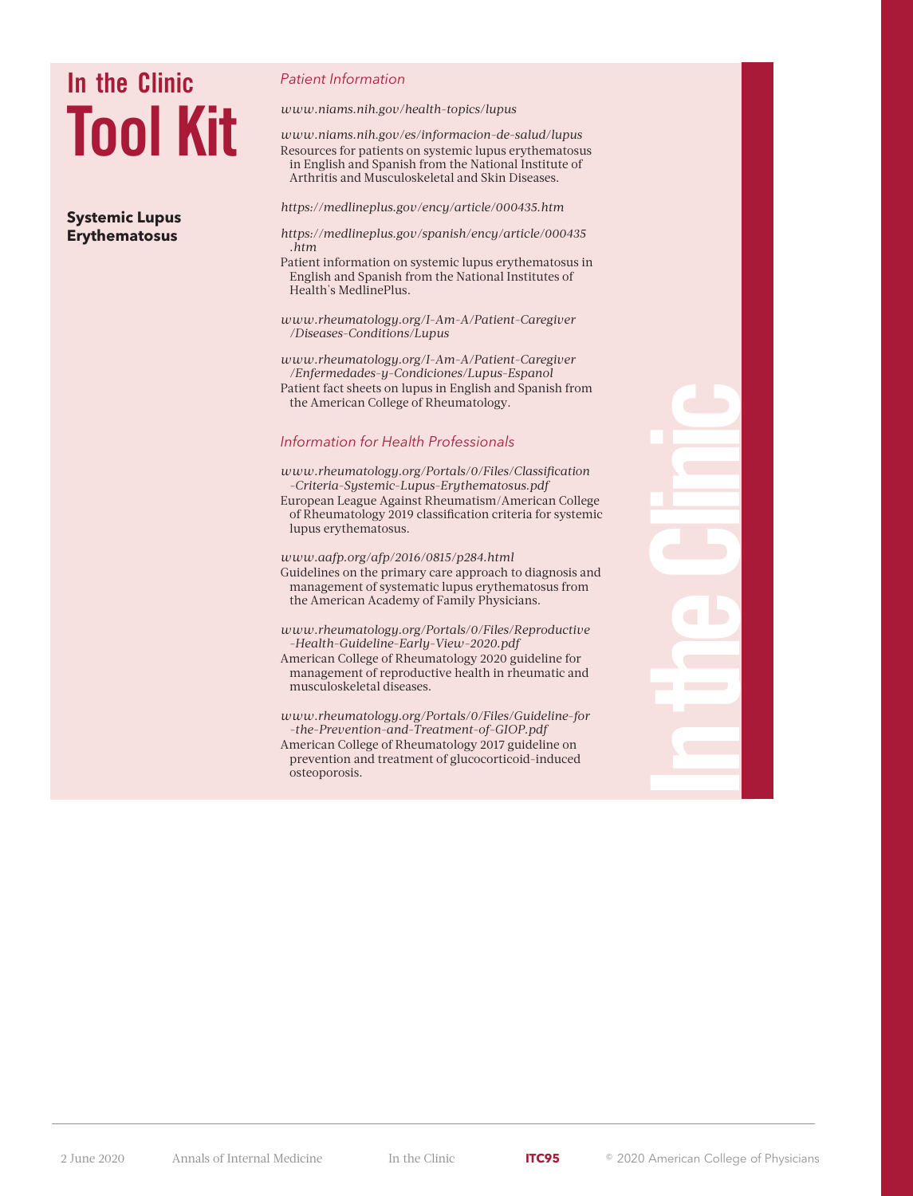# In the Clinic Tool Kit

## Systemic Lupus Erythematosus

### Patient Information

*www.niams.nih.gov/health-topics/lupus*

*www.niams.nih.gov/es/informacion-de-salud/lupus*
Resources for patients on systemic lupus erythematosus in English and Spanish from the National Institute of Arthritis and Musculoskeletal and Skin Diseases.

*https://medlineplus.gov/ency/article/000435.htm*

*https://medlineplus.gov/spanish/ency/article/000435.htm*
Patient information on systemic lupus erythematosus in English and Spanish from the National Institutes of Health's MedlinePlus.

*www.rheumatology.org/I-Am-A/Patient-Caregiver/Diseases-Conditions/Lupus*

*www.rheumatology.org/I-Am-A/Patient-Caregiver/Enfermedades-y-Condiciones/Lupus-Espanol*
Patient fact sheets on lupus in English and Spanish from the American College of Rheumatology.

### Information for Health Professionals

*www.rheumatology.org/Portals/0/Files/Classification-Criteria-Systemic-Lupus-Erythematosus.pdf*
European League Against Rheumatism/American College of Rheumatology 2019 classification criteria for systemic lupus erythematosus.

*www.aafp.org/afp/2016/0815/p284.html*
Guidelines on the primary care approach to diagnosis and management of systematic lupus erythematosus from the American Academy of Family Physicians.

*www.rheumatology.org/Portals/0/Files/Reproductive-Health-Guideline-Early-View-2020.pdf*
American College of Rheumatology 2020 guideline for management of reproductive health in rheumatic and musculoskeletal diseases.

*www.rheumatology.org/Portals/0/Files/Guideline-for-the-Prevention-and-Treatment-of-GIOP.pdf*
American College of Rheumatology 2017 guideline on prevention and treatment of glucocorticoid-induced osteoporosis.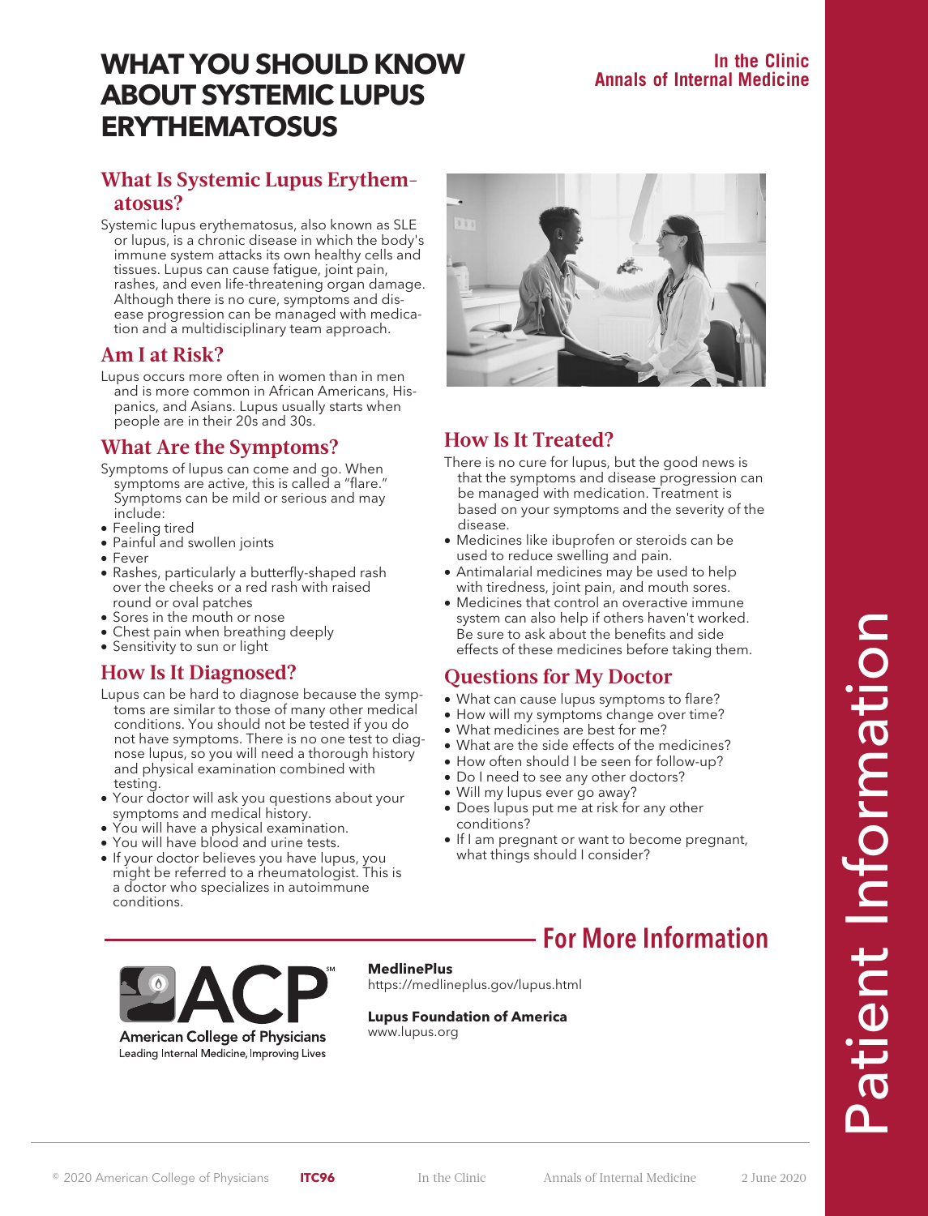# WHAT YOU SHOULD KNOW ABOUT SYSTEMIC LUPUS ERYTHEMATOSUS

In the Clinic
Annals of Internal Medicine

## What Is Systemic Lupus Erythematosus?

Systemic lupus erythematosus, also known as SLE or lupus, is a chronic disease in which the body's immune system attacks its own healthy cells and tissues. Lupus can cause fatigue, joint pain, rashes, and even life-threatening organ damage. Although there is no cure, symptoms and disease progression can be managed with medication and a multidisciplinary team approach.

## Am I at Risk?

Lupus occurs more often in women than in men and is more common in African Americans, Hispanics, and Asians. Lupus usually starts when people are in their 20s and 30s.

## What Are the Symptoms?

Symptoms of lupus can come and go. When symptoms are active, this is called a "flare." Symptoms can be mild or serious and may include:

- Feeling tired
- Painful and swollen joints
- Fever
- Rashes, particularly a butterfly-shaped rash over the cheeks or a red rash with raised round or oval patches
- Sores in the mouth or nose
- Chest pain when breathing deeply
- Sensitivity to sun or light

## How Is It Diagnosed?

Lupus can be hard to diagnose because the symptoms are similar to those of many other medical conditions. You should not be tested if you do not have symptoms. There is no one test to diagnose lupus, so you will need a thorough history and physical examination combined with testing.

- Your doctor will ask you questions about your symptoms and medical history.
- You will have a physical examination.
- You will have blood and urine tests.
- If your doctor believes you have lupus, you might be referred to a rheumatologist. This is a doctor who specializes in autoimmune conditions.

## How Is It Treated?

There is no cure for lupus, but the good news is that the symptoms and disease progression can be managed with medication. Treatment is based on your symptoms and the severity of the disease.

- Medicines like ibuprofen or steroids can be used to reduce swelling and pain.
- Antimalarial medicines may be used to help with tiredness, joint pain, and mouth sores.
- Medicines that control an overactive immune system can also help if others haven't worked. Be sure to ask about the benefits and side effects of these medicines before taking them.

## Questions for My Doctor

- What can cause lupus symptoms to flare?
- How will my symptoms change over time?
- What medicines are best for me?
- What are the side effects of the medicines?
- How often should I be seen for follow-up?
- Do I need to see any other doctors?
- Will my lupus ever go away?
- Does lupus put me at risk for any other conditions?
- If I am pregnant or want to become pregnant, what things should I consider?

## For More Information

**MedlinePlus**
https://medlineplus.gov/lupus.html

**Lupus Foundation of America**
www.lupus.org

ACP American College of Physicians
Leading Internal Medicine, Improving Lives

Patient Information